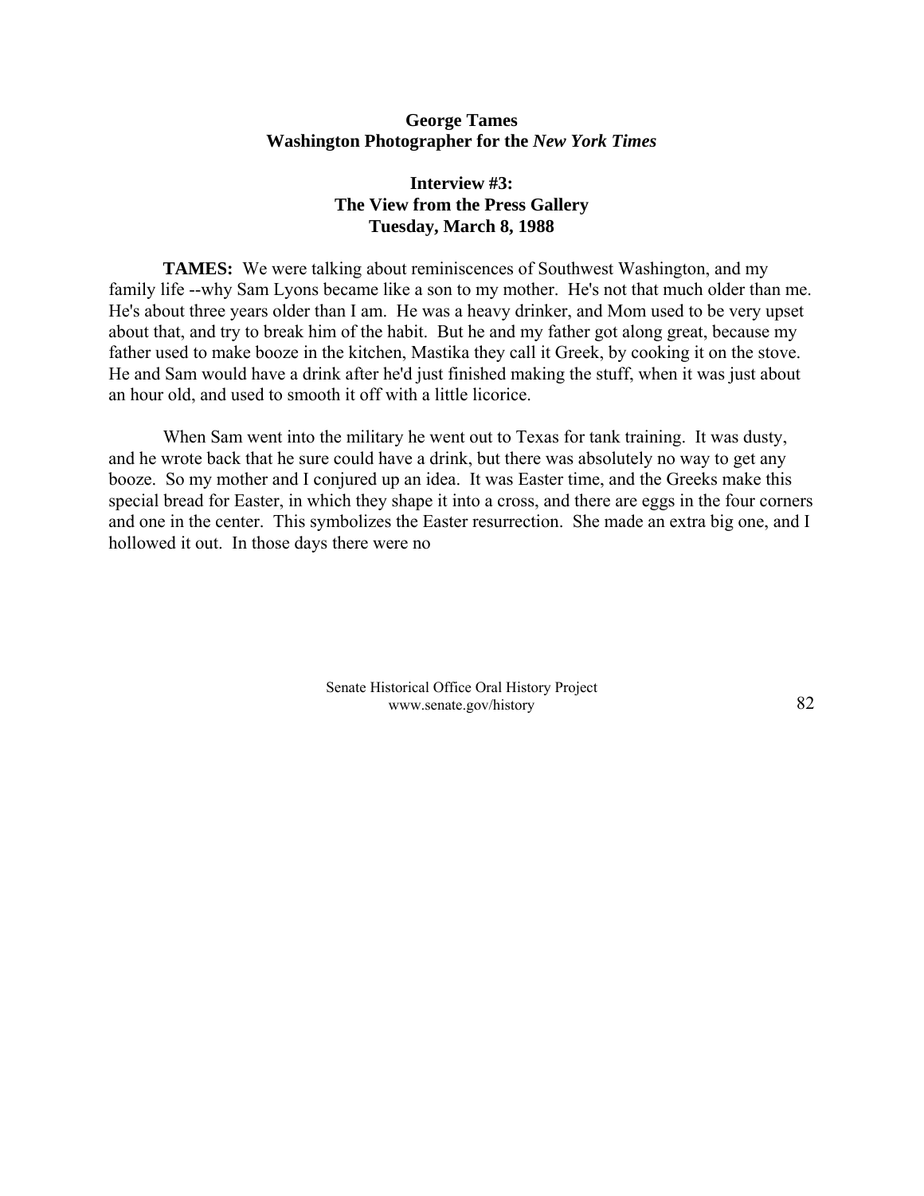# George Tames
## Washington Photographer for the *New York Times*

### Interview #3:
### The View from the Press Gallery
### Tuesday, March 8, 1988

**TAMES:** We were talking about reminiscences of Southwest Washington, and my family life --why Sam Lyons became like a son to my mother. He's not that much older than me. He's about three years older than I am. He was a heavy drinker, and Mom used to be very upset about that, and try to break him of the habit. But he and my father got along great, because my father used to make booze in the kitchen, Mastika they call it Greek, by cooking it on the stove. He and Sam would have a drink after he'd just finished making the stuff, when it was just about an hour old, and used to smooth it off with a little licorice.

When Sam went into the military he went out to Texas for tank training. It was dusty, and he wrote back that he sure could have a drink, but there was absolutely no way to get any booze. So my mother and I conjured up an idea. It was Easter time, and the Greeks make this special bread for Easter, in which they shape it into a cross, and there are eggs in the four corners and one in the center. This symbolizes the Easter resurrection. She made an extra big one, and I hollowed it out. In those days there were no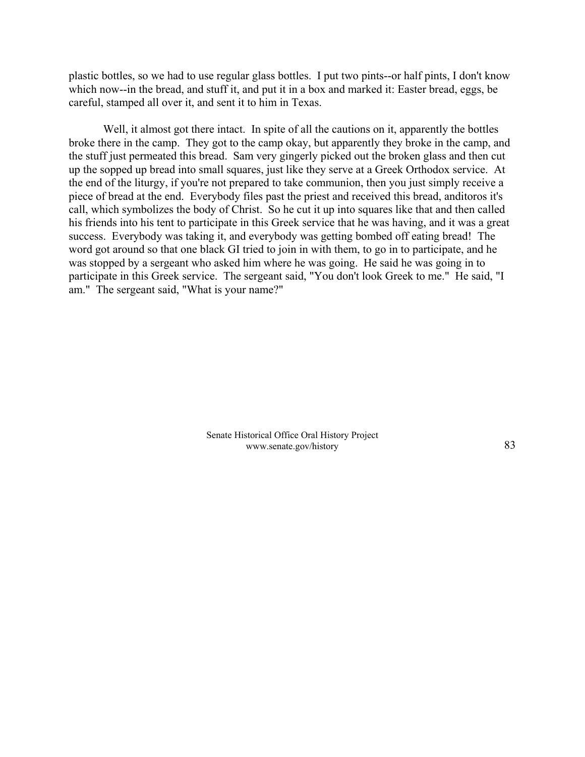plastic bottles, so we had to use regular glass bottles. I put two pints--or half pints, I don't know which now--in the bread, and stuff it, and put it in a box and marked it: Easter bread, eggs, be careful, stamped all over it, and sent it to him in Texas.

Well, it almost got there intact. In spite of all the cautions on it, apparently the bottles broke there in the camp. They got to the camp okay, but apparently they broke in the camp, and the stuff just permeated this bread. Sam very gingerly picked out the broken glass and then cut up the sopped up bread into small squares, just like they serve at a Greek Orthodox service. At the end of the liturgy, if you're not prepared to take communion, then you just simply receive a piece of bread at the end. Everybody files past the priest and received this bread, anditoros it's call, which symbolizes the body of Christ. So he cut it up into squares like that and then called his friends into his tent to participate in this Greek service that he was having, and it was a great success. Everybody was taking it, and everybody was getting bombed off eating bread! The word got around so that one black GI tried to join in with them, to go in to participate, and he was stopped by a sergeant who asked him where he was going. He said he was going in to participate in this Greek service. The sergeant said, "You don't look Greek to me." He said, "I am." The sergeant said, "What is your name?"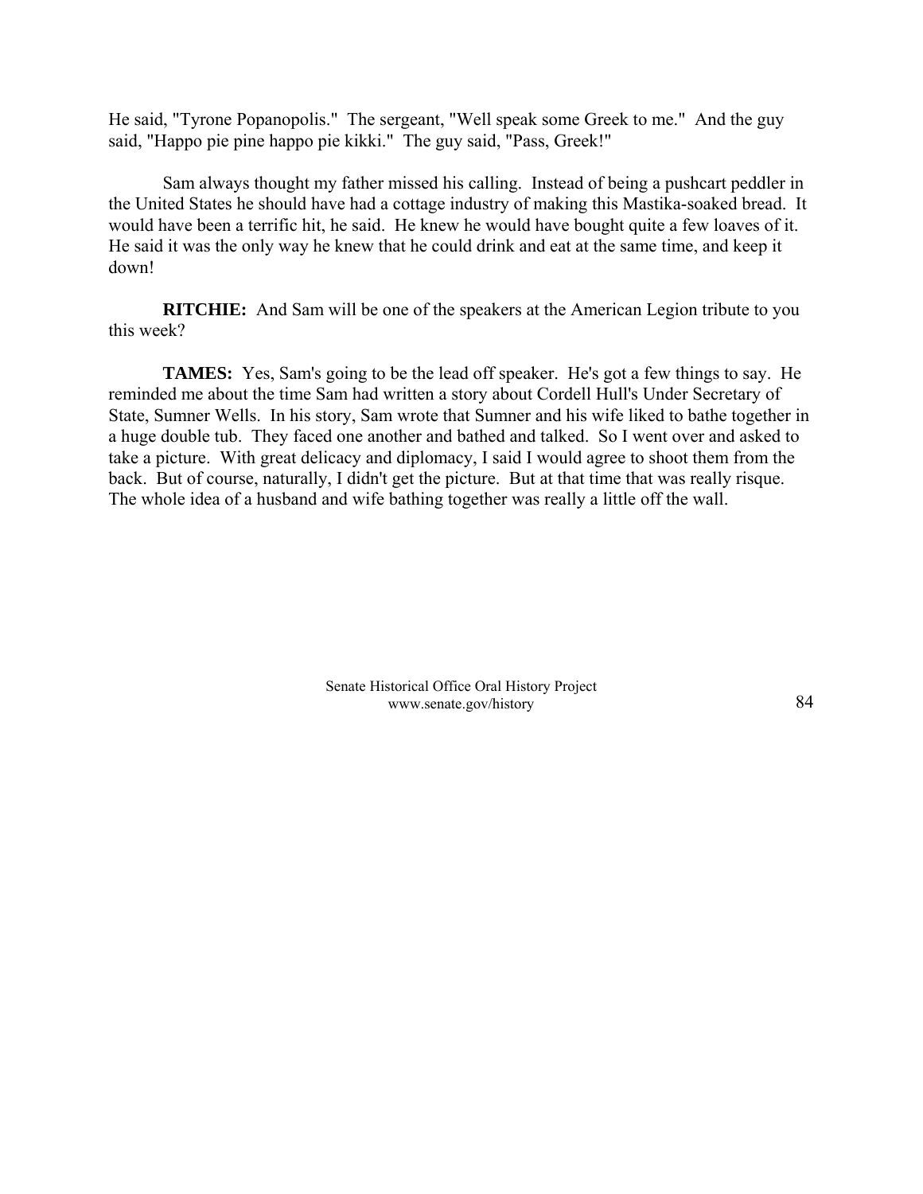He said, "Tyrone Popanopolis." The sergeant, "Well speak some Greek to me." And the guy said, "Happo pie pine happo pie kikki." The guy said, "Pass, Greek!"

Sam always thought my father missed his calling. Instead of being a pushcart peddler in the United States he should have had a cottage industry of making this Mastika-soaked bread. It would have been a terrific hit, he said. He knew he would have bought quite a few loaves of it. He said it was the only way he knew that he could drink and eat at the same time, and keep it down!

**RITCHIE:** And Sam will be one of the speakers at the American Legion tribute to you this week?

**TAMES:** Yes, Sam's going to be the lead off speaker. He's got a few things to say. He reminded me about the time Sam had written a story about Cordell Hull's Under Secretary of State, Sumner Wells. In his story, Sam wrote that Sumner and his wife liked to bathe together in a huge double tub. They faced one another and bathed and talked. So I went over and asked to take a picture. With great delicacy and diplomacy, I said I would agree to shoot them from the back. But of course, naturally, I didn't get the picture. But at that time that was really risque. The whole idea of a husband and wife bathing together was really a little off the wall.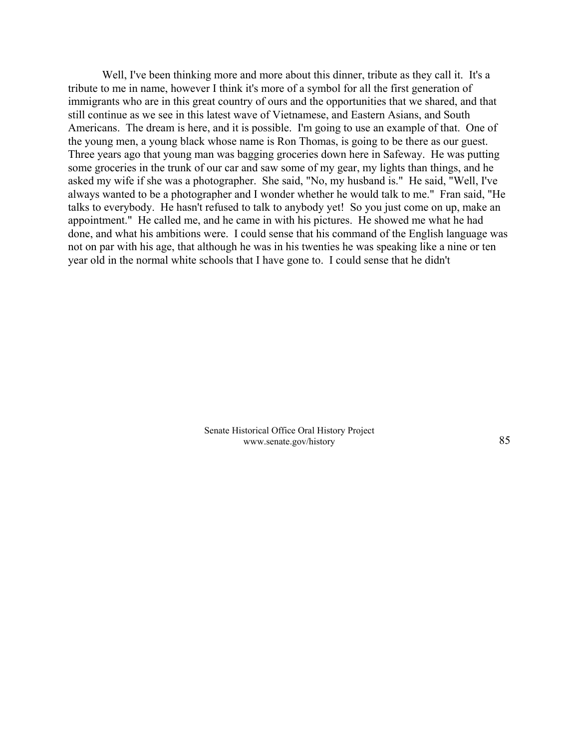Well, I've been thinking more and more about this dinner, tribute as they call it. It's a tribute to me in name, however I think it's more of a symbol for all the first generation of immigrants who are in this great country of ours and the opportunities that we shared, and that still continue as we see in this latest wave of Vietnamese, and Eastern Asians, and South Americans. The dream is here, and it is possible. I'm going to use an example of that. One of the young men, a young black whose name is Ron Thomas, is going to be there as our guest. Three years ago that young man was bagging groceries down here in Safeway. He was putting some groceries in the trunk of our car and saw some of my gear, my lights than things, and he asked my wife if she was a photographer. She said, "No, my husband is." He said, "Well, I've always wanted to be a photographer and I wonder whether he would talk to me." Fran said, "He talks to everybody. He hasn't refused to talk to anybody yet! So you just come on up, make an appointment." He called me, and he came in with his pictures. He showed me what he had done, and what his ambitions were. I could sense that his command of the English language was not on par with his age, that although he was in his twenties he was speaking like a nine or ten year old in the normal white schools that I have gone to. I could sense that he didn't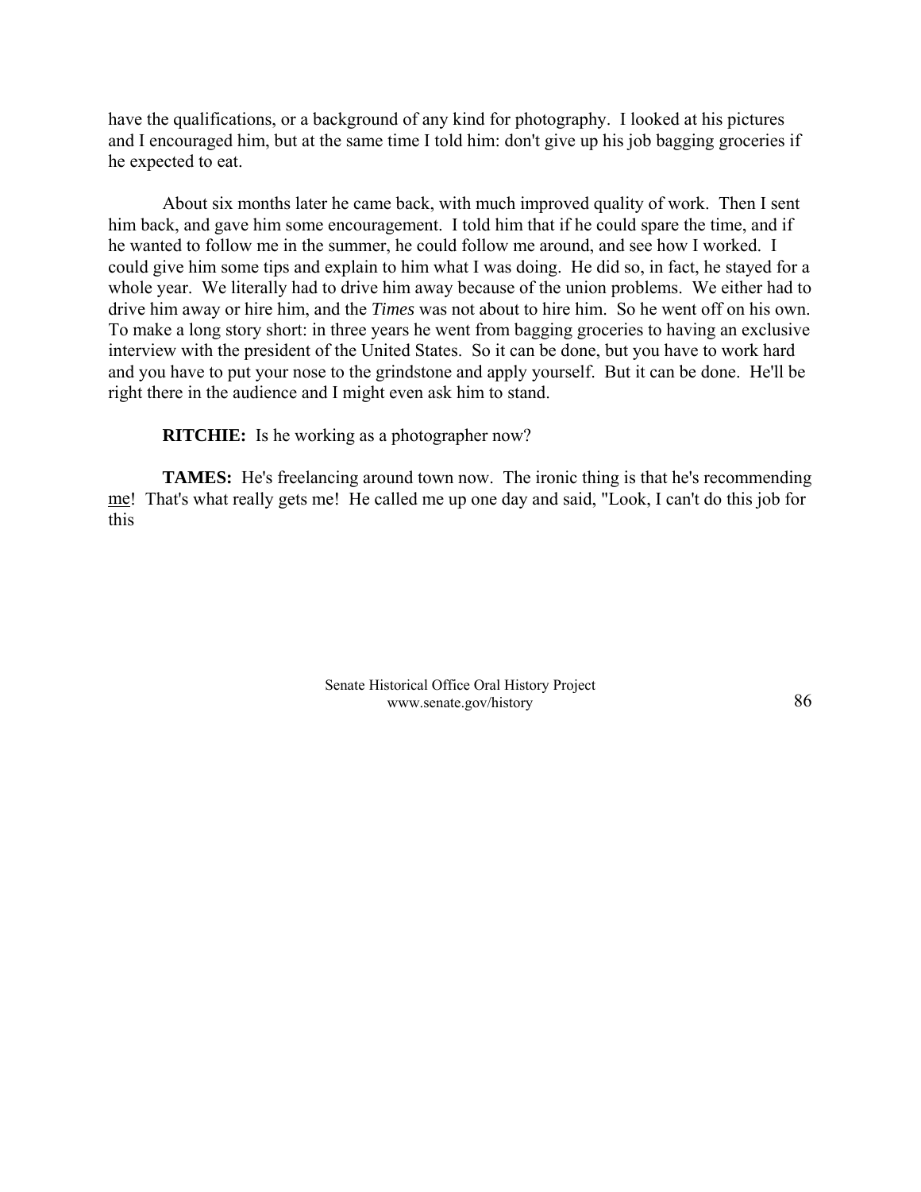have the qualifications, or a background of any kind for photography. I looked at his pictures and I encouraged him, but at the same time I told him: don't give up his job bagging groceries if he expected to eat.

About six months later he came back, with much improved quality of work. Then I sent him back, and gave him some encouragement. I told him that if he could spare the time, and if he wanted to follow me in the summer, he could follow me around, and see how I worked. I could give him some tips and explain to him what I was doing. He did so, in fact, he stayed for a whole year. We literally had to drive him away because of the union problems. We either had to drive him away or hire him, and the *Times* was not about to hire him. So he went off on his own. To make a long story short: in three years he went from bagging groceries to having an exclusive interview with the president of the United States. So it can be done, but you have to work hard and you have to put your nose to the grindstone and apply yourself. But it can be done. He'll be right there in the audience and I might even ask him to stand.

**RITCHIE:** Is he working as a photographer now?

**TAMES:** He's freelancing around town now. The ironic thing is that he's recommending <u>me</u>! That's what really gets me! He called me up one day and said, "Look, I can't do this job for this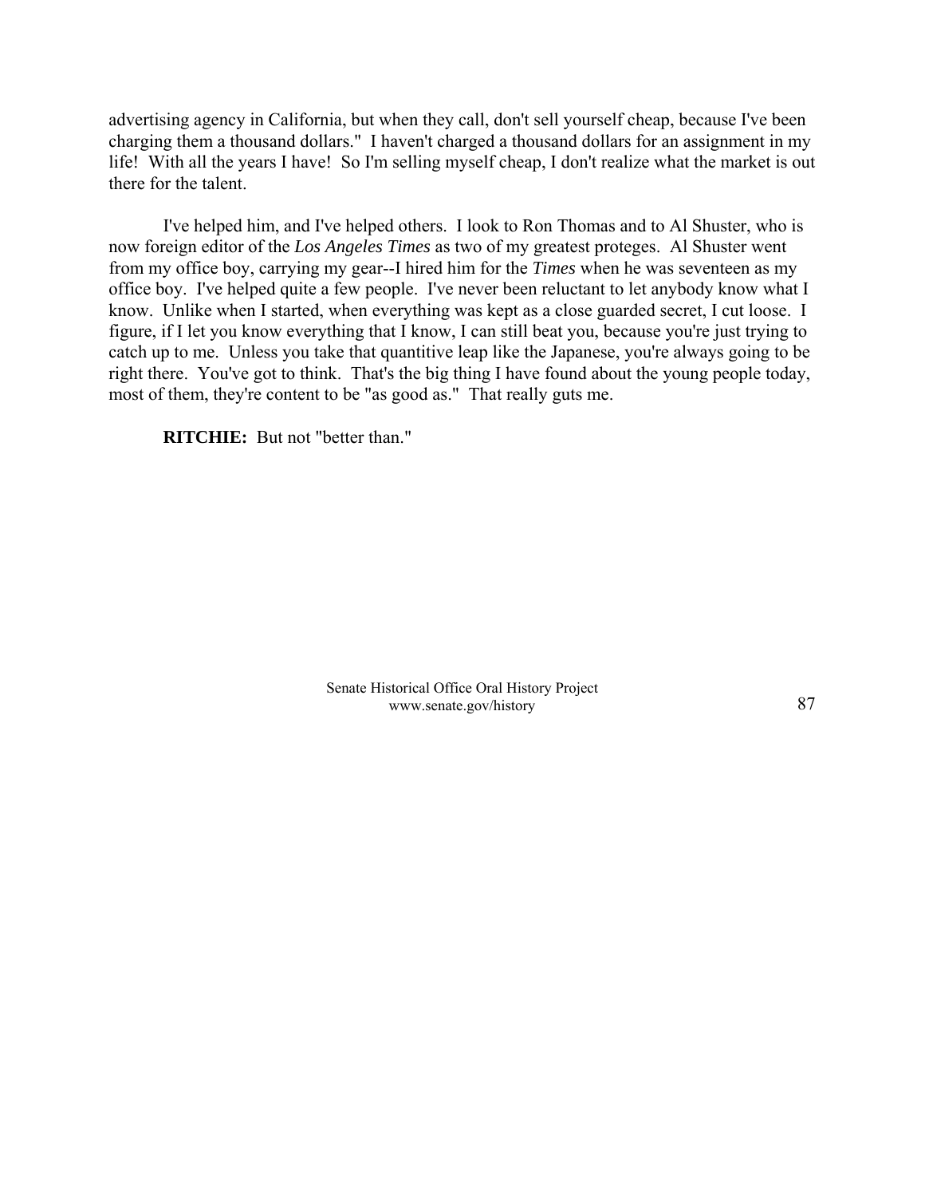advertising agency in California, but when they call, don't sell yourself cheap, because I've been charging them a thousand dollars." I haven't charged a thousand dollars for an assignment in my life! With all the years I have! So I'm selling myself cheap, I don't realize what the market is out there for the talent.

I've helped him, and I've helped others. I look to Ron Thomas and to Al Shuster, who is now foreign editor of the *Los Angeles Times* as two of my greatest proteges. Al Shuster went from my office boy, carrying my gear--I hired him for the *Times* when he was seventeen as my office boy. I've helped quite a few people. I've never been reluctant to let anybody know what I know. Unlike when I started, when everything was kept as a close guarded secret, I cut loose. I figure, if I let you know everything that I know, I can still beat you, because you're just trying to catch up to me. Unless you take that quantitive leap like the Japanese, you're always going to be right there. You've got to think. That's the big thing I have found about the young people today, most of them, they're content to be "as good as." That really guts me.

**RITCHIE:** But not "better than."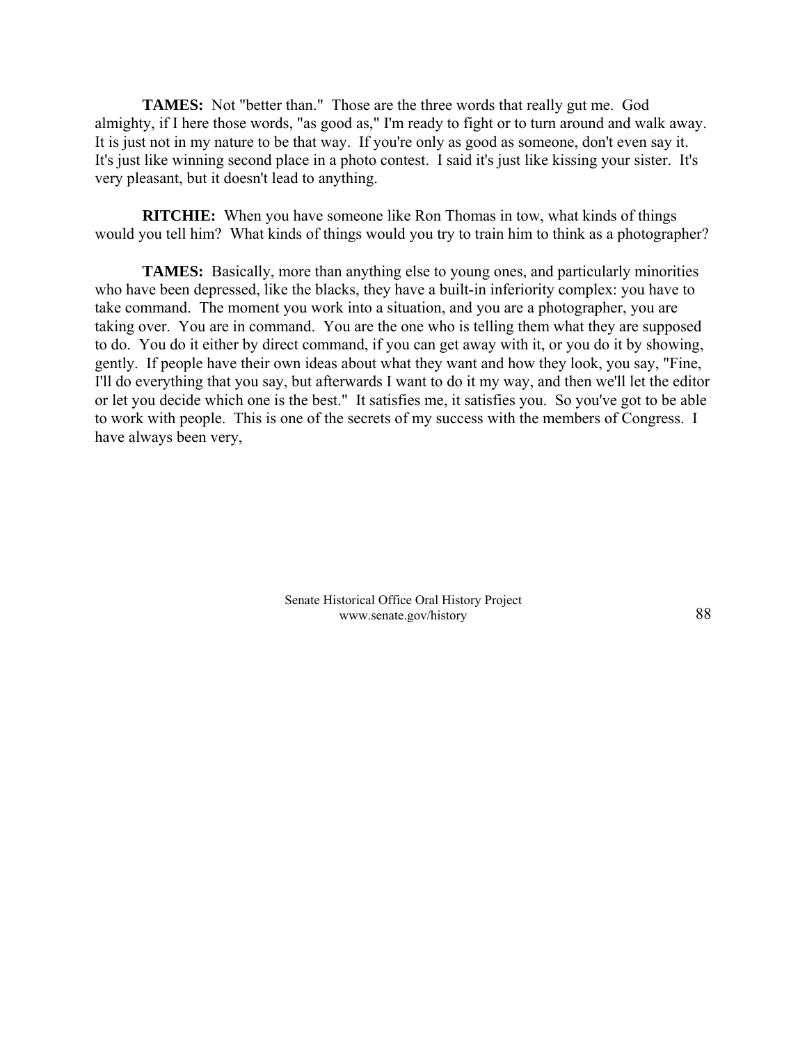**TAMES:** Not "better than." Those are the three words that really gut me. God almighty, if I here those words, "as good as," I'm ready to fight or to turn around and walk away. It is just not in my nature to be that way. If you're only as good as someone, don't even say it. It's just like winning second place in a photo contest. I said it's just like kissing your sister. It's very pleasant, but it doesn't lead to anything.

**RITCHIE:** When you have someone like Ron Thomas in tow, what kinds of things would you tell him? What kinds of things would you try to train him to think as a photographer?

**TAMES:** Basically, more than anything else to young ones, and particularly minorities who have been depressed, like the blacks, they have a built-in inferiority complex: you have to take command. The moment you work into a situation, and you are a photographer, you are taking over. You are in command. You are the one who is telling them what they are supposed to do. You do it either by direct command, if you can get away with it, or you do it by showing, gently. If people have their own ideas about what they want and how they look, you say, "Fine, I'll do everything that you say, but afterwards I want to do it my way, and then we'll let the editor or let you decide which one is the best." It satisfies me, it satisfies you. So you've got to be able to work with people. This is one of the secrets of my success with the members of Congress. I have always been very,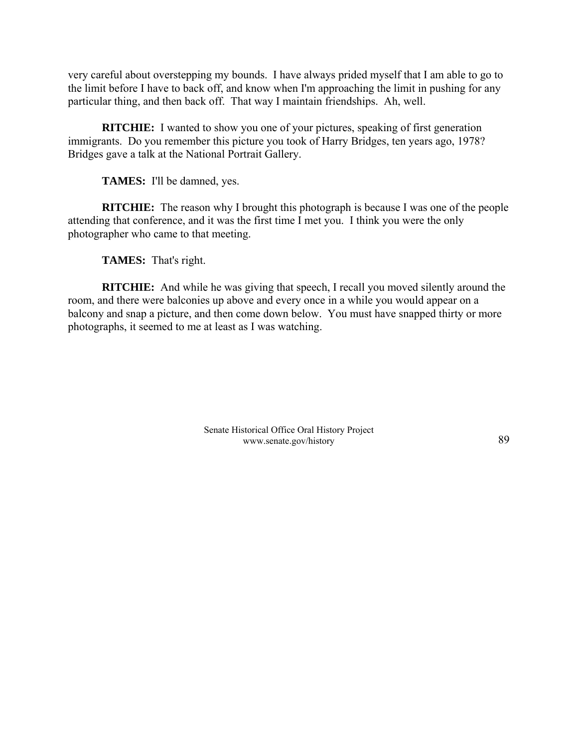very careful about overstepping my bounds. I have always prided myself that I am able to go to the limit before I have to back off, and know when I'm approaching the limit in pushing for any particular thing, and then back off. That way I maintain friendships. Ah, well.

**RITCHIE:** I wanted to show you one of your pictures, speaking of first generation immigrants. Do you remember this picture you took of Harry Bridges, ten years ago, 1978? Bridges gave a talk at the National Portrait Gallery.

**TAMES:** I'll be damned, yes.

**RITCHIE:** The reason why I brought this photograph is because I was one of the people attending that conference, and it was the first time I met you. I think you were the only photographer who came to that meeting.

**TAMES:** That's right.

**RITCHIE:** And while he was giving that speech, I recall you moved silently around the room, and there were balconies up above and every once in a while you would appear on a balcony and snap a picture, and then come down below. You must have snapped thirty or more photographs, it seemed to me at least as I was watching.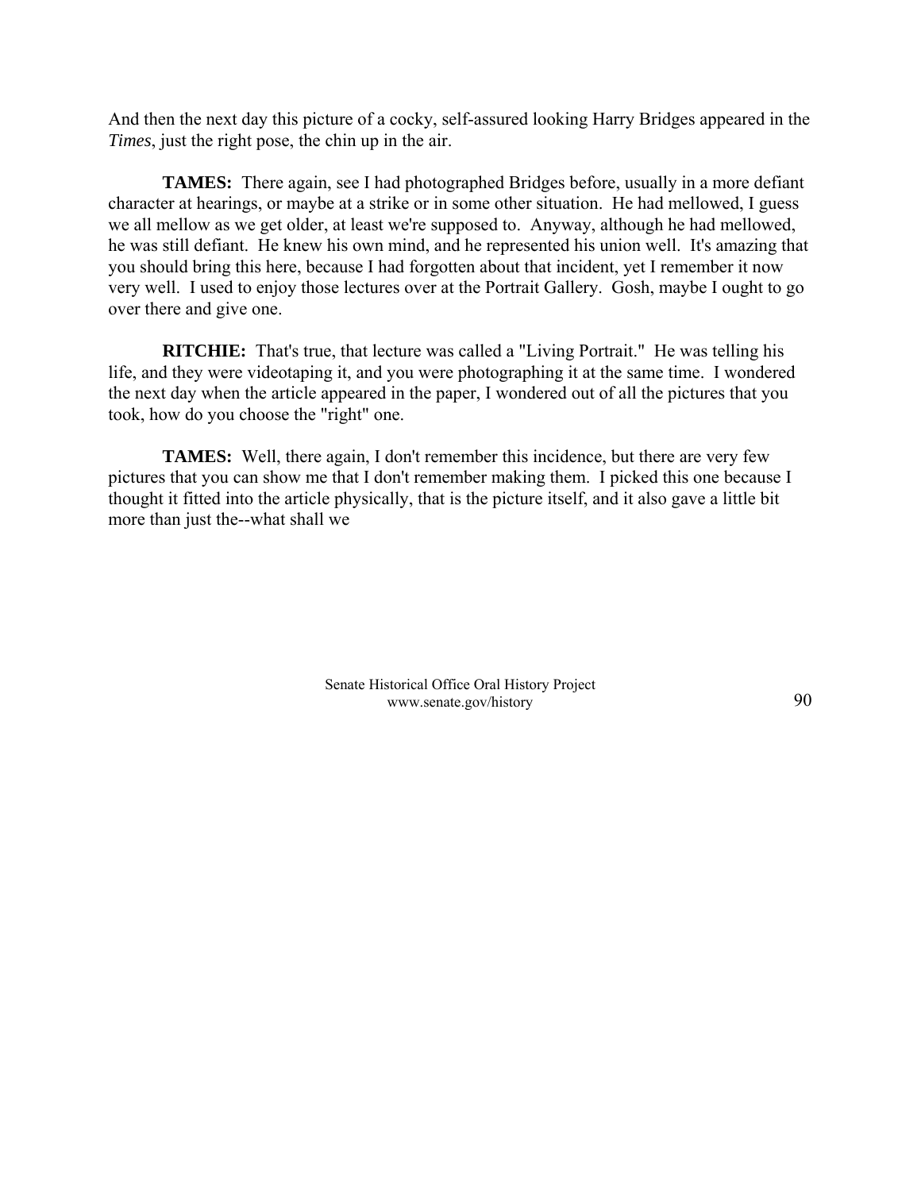And then the next day this picture of a cocky, self-assured looking Harry Bridges appeared in the *Times*, just the right pose, the chin up in the air.

**TAMES:** There again, see I had photographed Bridges before, usually in a more defiant character at hearings, or maybe at a strike or in some other situation. He had mellowed, I guess we all mellow as we get older, at least we're supposed to. Anyway, although he had mellowed, he was still defiant. He knew his own mind, and he represented his union well. It's amazing that you should bring this here, because I had forgotten about that incident, yet I remember it now very well. I used to enjoy those lectures over at the Portrait Gallery. Gosh, maybe I ought to go over there and give one.

**RITCHIE:** That's true, that lecture was called a "Living Portrait." He was telling his life, and they were videotaping it, and you were photographing it at the same time. I wondered the next day when the article appeared in the paper, I wondered out of all the pictures that you took, how do you choose the "right" one.

**TAMES:** Well, there again, I don't remember this incidence, but there are very few pictures that you can show me that I don't remember making them. I picked this one because I thought it fitted into the article physically, that is the picture itself, and it also gave a little bit more than just the--what shall we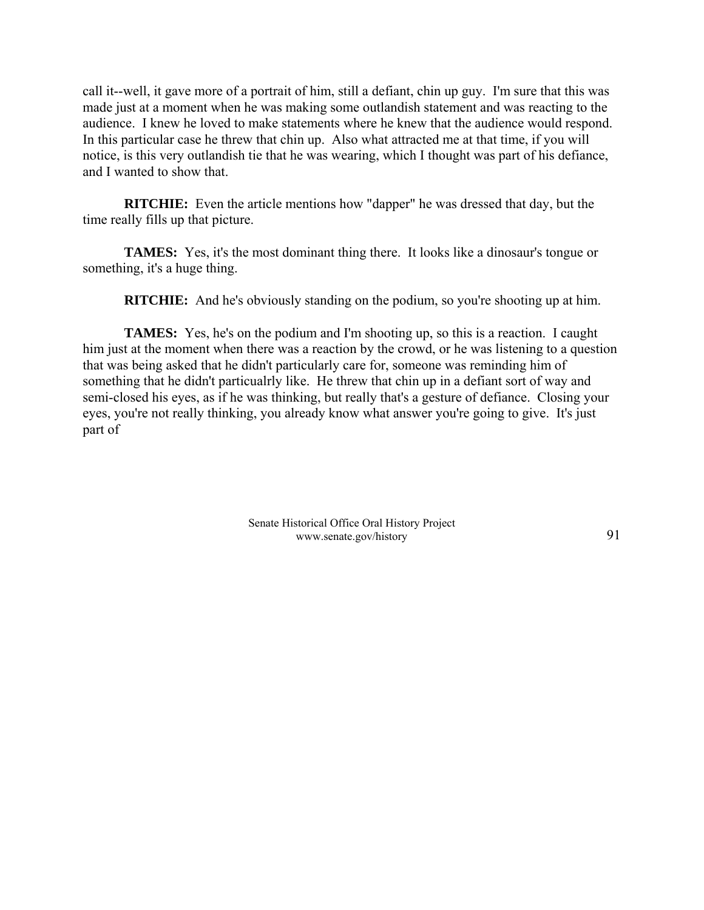call it--well, it gave more of a portrait of him, still a defiant, chin up guy. I'm sure that this was made just at a moment when he was making some outlandish statement and was reacting to the audience. I knew he loved to make statements where he knew that the audience would respond. In this particular case he threw that chin up. Also what attracted me at that time, if you will notice, is this very outlandish tie that he was wearing, which I thought was part of his defiance, and I wanted to show that.

**RITCHIE:** Even the article mentions how "dapper" he was dressed that day, but the time really fills up that picture.

**TAMES:** Yes, it's the most dominant thing there. It looks like a dinosaur's tongue or something, it's a huge thing.

**RITCHIE:** And he's obviously standing on the podium, so you're shooting up at him.

**TAMES:** Yes, he's on the podium and I'm shooting up, so this is a reaction. I caught him just at the moment when there was a reaction by the crowd, or he was listening to a question that was being asked that he didn't particularly care for, someone was reminding him of something that he didn't particualrly like. He threw that chin up in a defiant sort of way and semi-closed his eyes, as if he was thinking, but really that's a gesture of defiance. Closing your eyes, you're not really thinking, you already know what answer you're going to give. It's just part of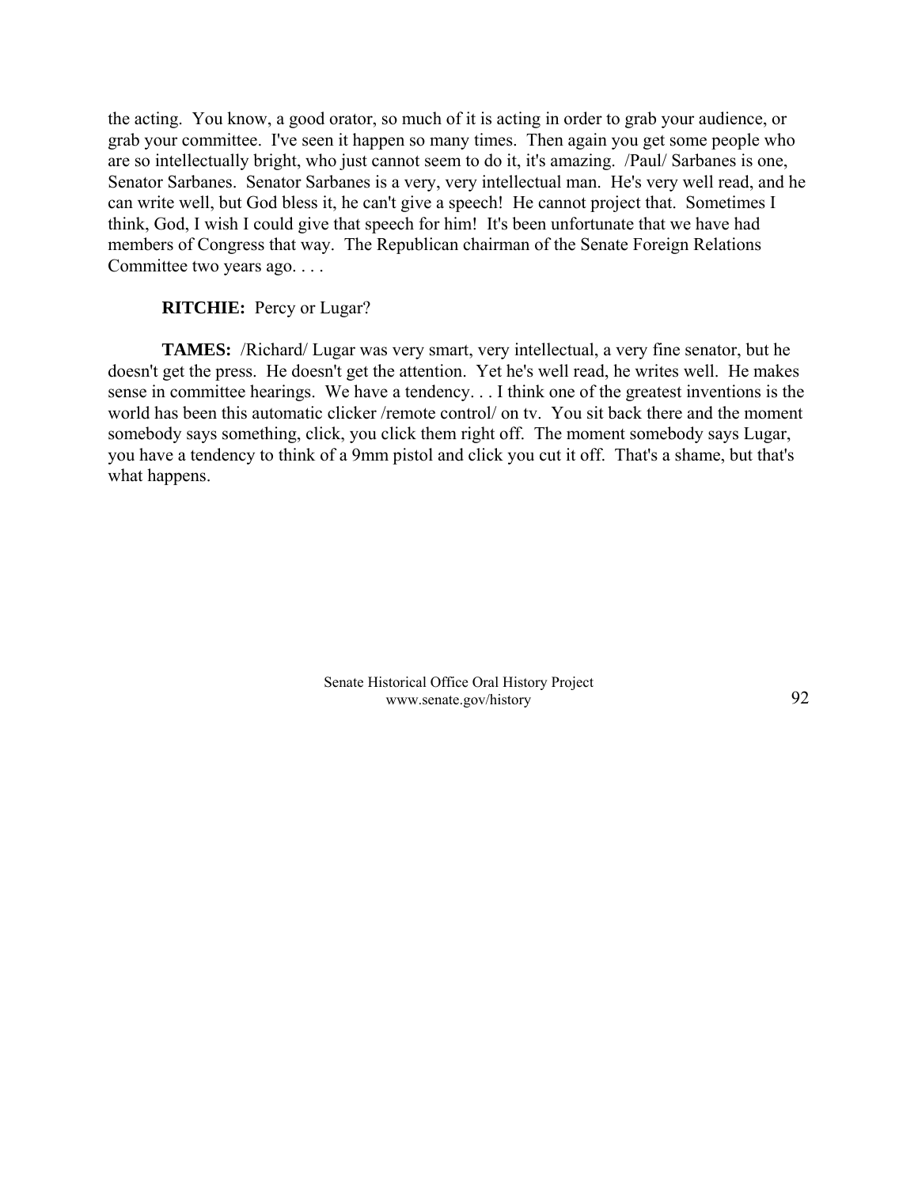the acting. You know, a good orator, so much of it is acting in order to grab your audience, or grab your committee. I've seen it happen so many times. Then again you get some people who are so intellectually bright, who just cannot seem to do it, it's amazing. /Paul/ Sarbanes is one, Senator Sarbanes. Senator Sarbanes is a very, very intellectual man. He's very well read, and he can write well, but God bless it, he can't give a speech! He cannot project that. Sometimes I think, God, I wish I could give that speech for him! It's been unfortunate that we have had members of Congress that way. The Republican chairman of the Senate Foreign Relations Committee two years ago. . . .

**RITCHIE:** Percy or Lugar?

**TAMES:** /Richard/ Lugar was very smart, very intellectual, a very fine senator, but he doesn't get the press. He doesn't get the attention. Yet he's well read, he writes well. He makes sense in committee hearings. We have a tendency. . . I think one of the greatest inventions is the world has been this automatic clicker /remote control/ on tv. You sit back there and the moment somebody says something, click, you click them right off. The moment somebody says Lugar, you have a tendency to think of a 9mm pistol and click you cut it off. That's a shame, but that's what happens.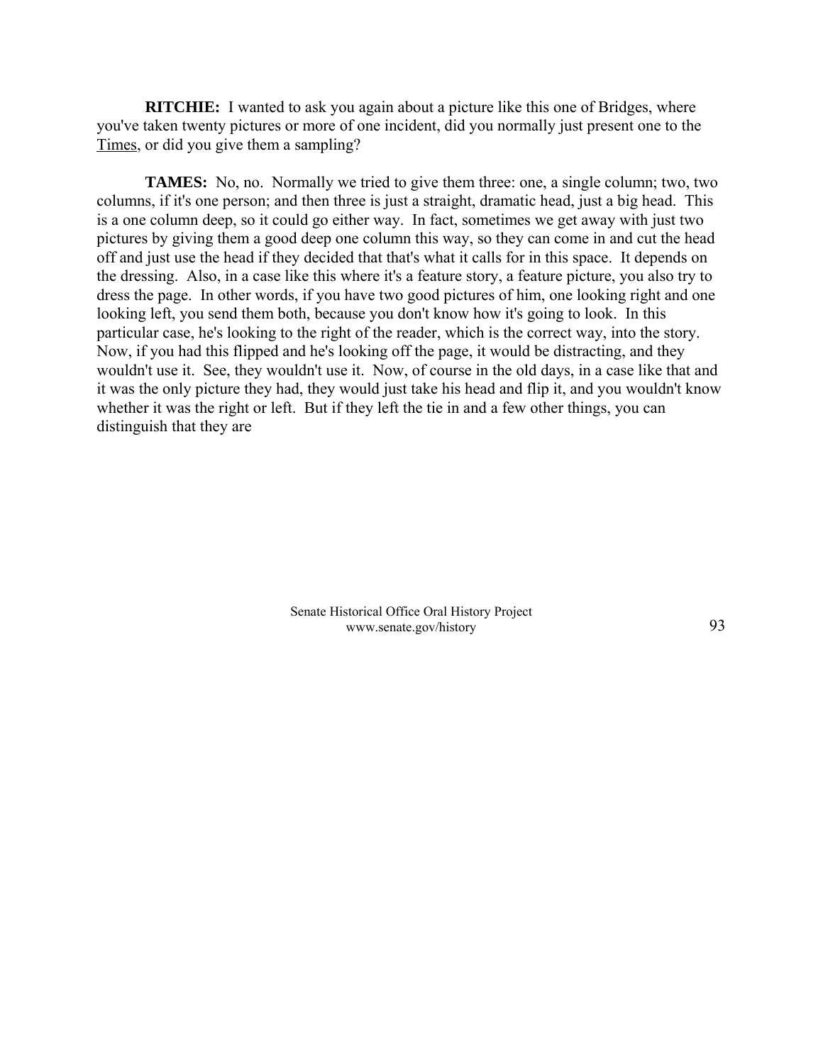**RITCHIE:** I wanted to ask you again about a picture like this one of Bridges, where you've taken twenty pictures or more of one incident, did you normally just present one to the Times, or did you give them a sampling?

**TAMES:** No, no. Normally we tried to give them three: one, a single column; two, two columns, if it's one person; and then three is just a straight, dramatic head, just a big head. This is a one column deep, so it could go either way. In fact, sometimes we get away with just two pictures by giving them a good deep one column this way, so they can come in and cut the head off and just use the head if they decided that that's what it calls for in this space. It depends on the dressing. Also, in a case like this where it's a feature story, a feature picture, you also try to dress the page. In other words, if you have two good pictures of him, one looking right and one looking left, you send them both, because you don't know how it's going to look. In this particular case, he's looking to the right of the reader, which is the correct way, into the story. Now, if you had this flipped and he's looking off the page, it would be distracting, and they wouldn't use it. See, they wouldn't use it. Now, of course in the old days, in a case like that and it was the only picture they had, they would just take his head and flip it, and you wouldn't know whether it was the right or left. But if they left the tie in and a few other things, you can distinguish that they are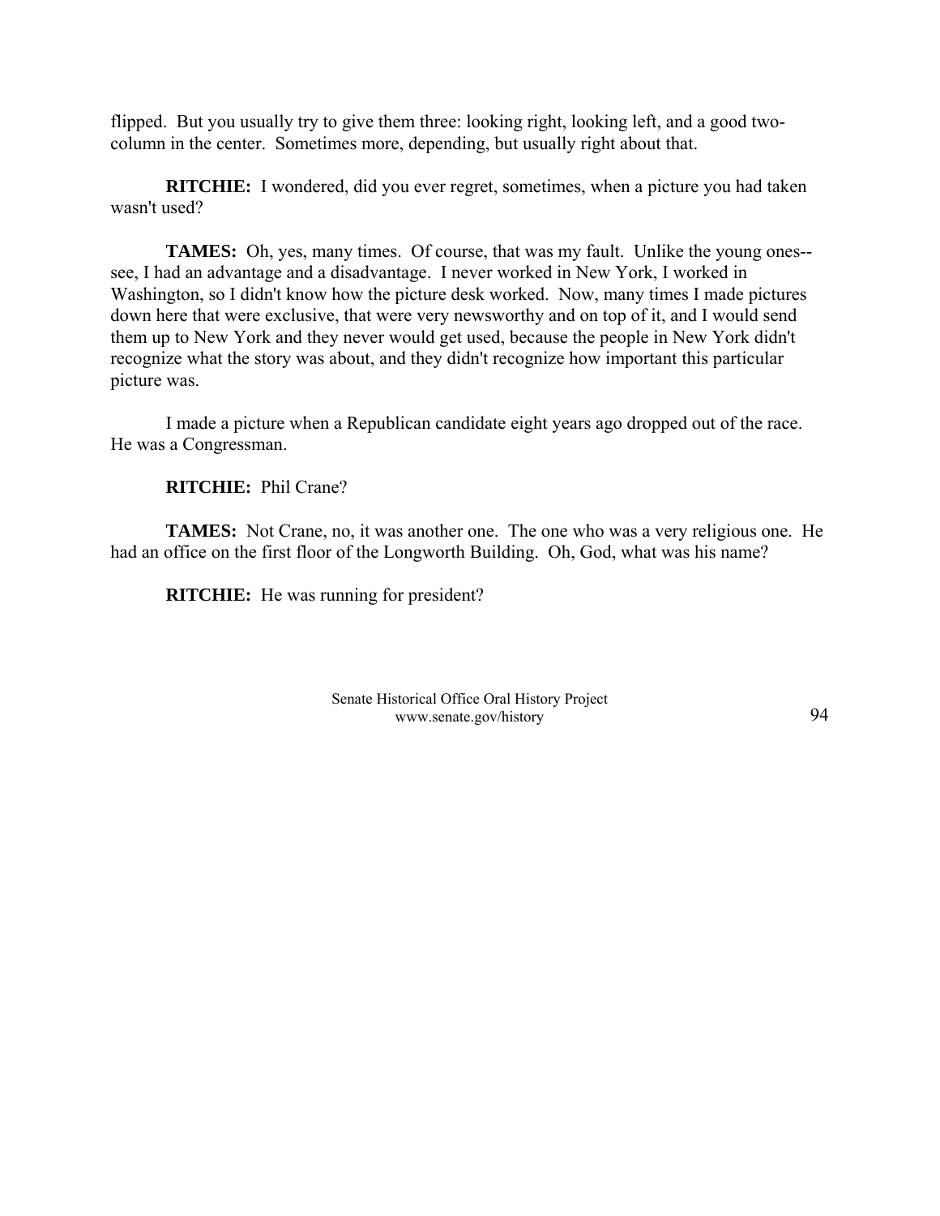flipped. But you usually try to give them three: looking right, looking left, and a good two-column in the center. Sometimes more, depending, but usually right about that.

**RITCHIE:** I wondered, did you ever regret, sometimes, when a picture you had taken wasn't used?

**TAMES:** Oh, yes, many times. Of course, that was my fault. Unlike the young ones--see, I had an advantage and a disadvantage. I never worked in New York, I worked in Washington, so I didn't know how the picture desk worked. Now, many times I made pictures down here that were exclusive, that were very newsworthy and on top of it, and I would send them up to New York and they never would get used, because the people in New York didn't recognize what the story was about, and they didn't recognize how important this particular picture was.

I made a picture when a Republican candidate eight years ago dropped out of the race. He was a Congressman.

**RITCHIE:** Phil Crane?

**TAMES:** Not Crane, no, it was another one. The one who was a very religious one. He had an office on the first floor of the Longworth Building. Oh, God, what was his name?

**RITCHIE:** He was running for president?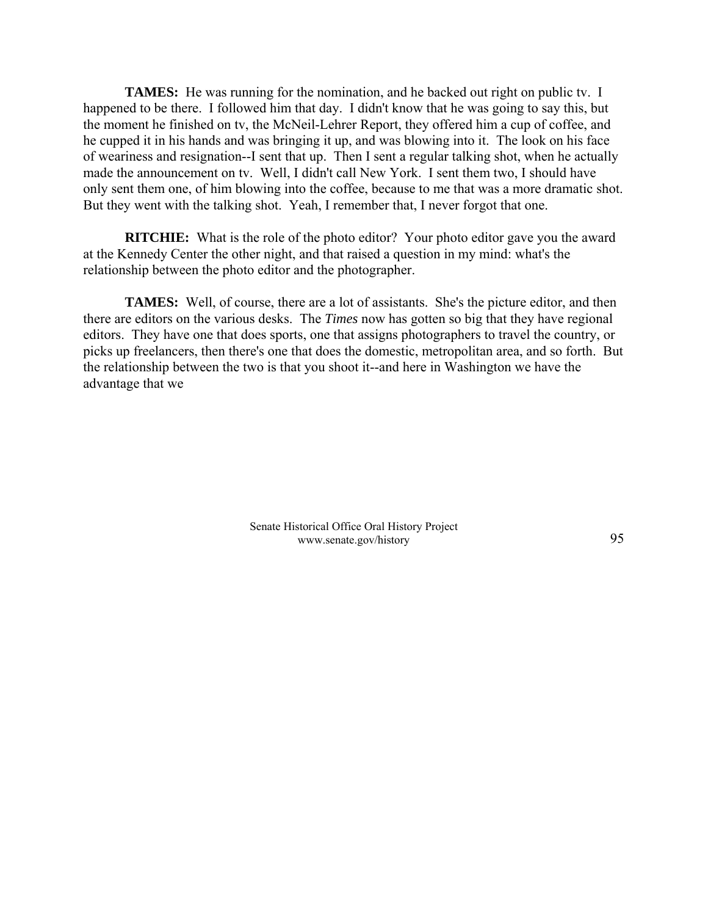**TAMES:** He was running for the nomination, and he backed out right on public tv. I happened to be there. I followed him that day. I didn't know that he was going to say this, but the moment he finished on tv, the McNeil-Lehrer Report, they offered him a cup of coffee, and he cupped it in his hands and was bringing it up, and was blowing into it. The look on his face of weariness and resignation--I sent that up. Then I sent a regular talking shot, when he actually made the announcement on tv. Well, I didn't call New York. I sent them two, I should have only sent them one, of him blowing into the coffee, because to me that was a more dramatic shot. But they went with the talking shot. Yeah, I remember that, I never forgot that one.

**RITCHIE:** What is the role of the photo editor? Your photo editor gave you the award at the Kennedy Center the other night, and that raised a question in my mind: what's the relationship between the photo editor and the photographer.

**TAMES:** Well, of course, there are a lot of assistants. She's the picture editor, and then there are editors on the various desks. The *Times* now has gotten so big that they have regional editors. They have one that does sports, one that assigns photographers to travel the country, or picks up freelancers, then there's one that does the domestic, metropolitan area, and so forth. But the relationship between the two is that you shoot it--and here in Washington we have the advantage that we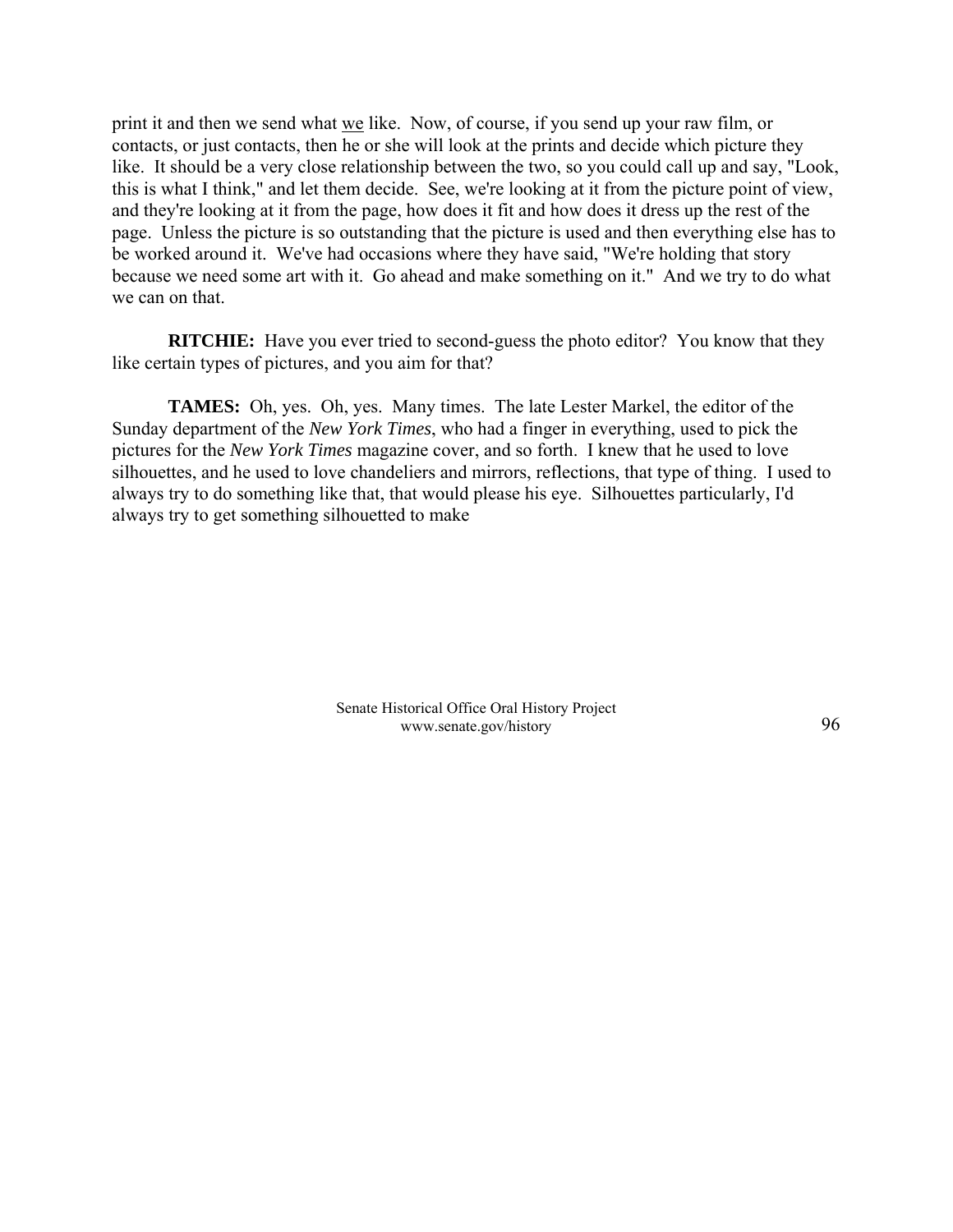print it and then we send what <u>we</u> like. Now, of course, if you send up your raw film, or contacts, or just contacts, then he or she will look at the prints and decide which picture they like. It should be a very close relationship between the two, so you could call up and say, "Look, this is what I think," and let them decide. See, we're looking at it from the picture point of view, and they're looking at it from the page, how does it fit and how does it dress up the rest of the page. Unless the picture is so outstanding that the picture is used and then everything else has to be worked around it. We've had occasions where they have said, "We're holding that story because we need some art with it. Go ahead and make something on it." And we try to do what we can on that.

**RITCHIE:** Have you ever tried to second-guess the photo editor? You know that they like certain types of pictures, and you aim for that?

**TAMES:** Oh, yes. Oh, yes. Many times. The late Lester Markel, the editor of the Sunday department of the *New York Times*, who had a finger in everything, used to pick the pictures for the *New York Times* magazine cover, and so forth. I knew that he used to love silhouettes, and he used to love chandeliers and mirrors, reflections, that type of thing. I used to always try to do something like that, that would please his eye. Silhouettes particularly, I'd always try to get something silhouetted to make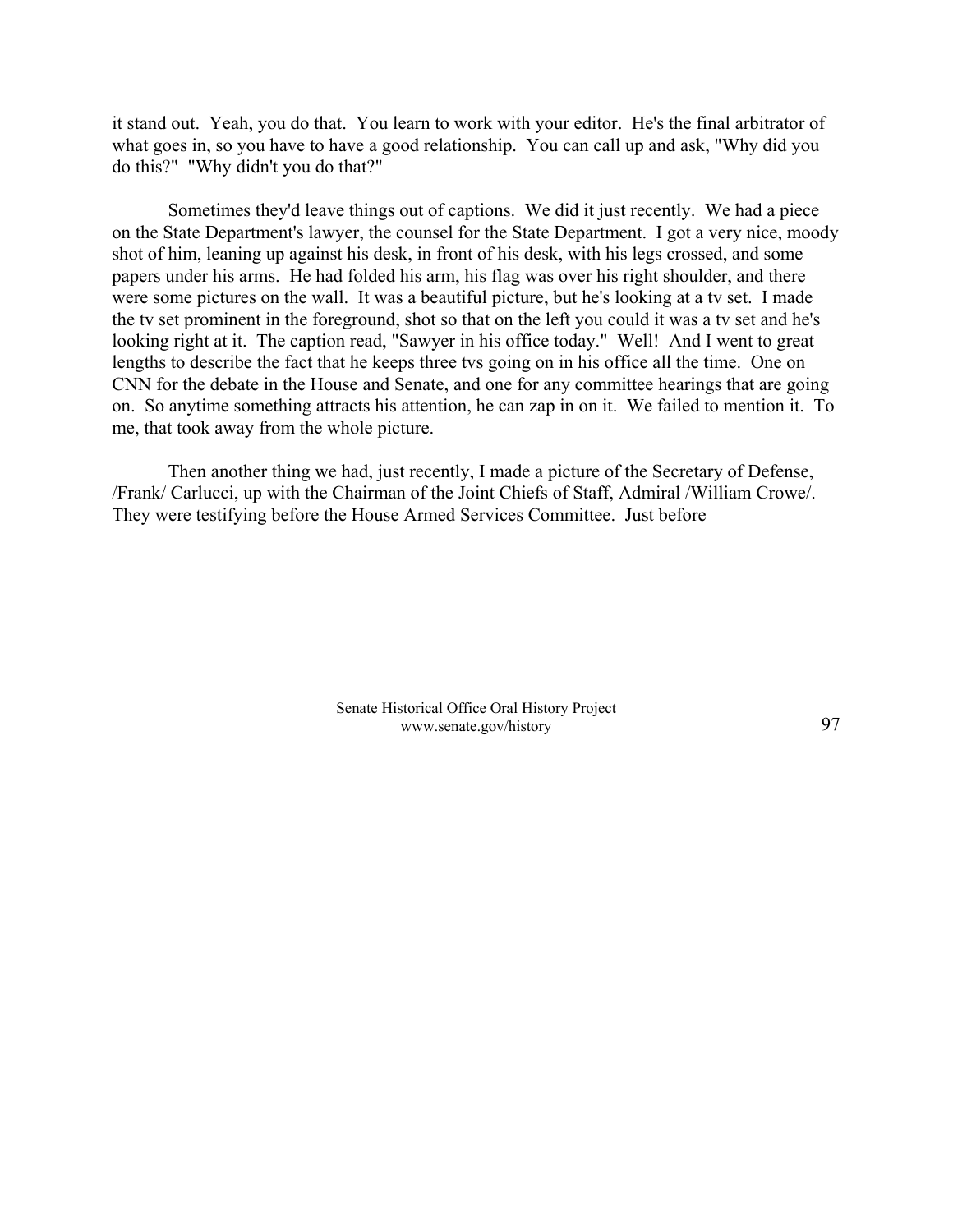it stand out. Yeah, you do that. You learn to work with your editor. He's the final arbitrator of what goes in, so you have to have a good relationship. You can call up and ask, "Why did you do this?" "Why didn't you do that?"

Sometimes they'd leave things out of captions. We did it just recently. We had a piece on the State Department's lawyer, the counsel for the State Department. I got a very nice, moody shot of him, leaning up against his desk, in front of his desk, with his legs crossed, and some papers under his arms. He had folded his arm, his flag was over his right shoulder, and there were some pictures on the wall. It was a beautiful picture, but he's looking at a tv set. I made the tv set prominent in the foreground, shot so that on the left you could it was a tv set and he's looking right at it. The caption read, "Sawyer in his office today." Well! And I went to great lengths to describe the fact that he keeps three tvs going on in his office all the time. One on CNN for the debate in the House and Senate, and one for any committee hearings that are going on. So anytime something attracts his attention, he can zap in on it. We failed to mention it. To me, that took away from the whole picture.

Then another thing we had, just recently, I made a picture of the Secretary of Defense, /Frank/ Carlucci, up with the Chairman of the Joint Chiefs of Staff, Admiral /William Crowe/. They were testifying before the House Armed Services Committee. Just before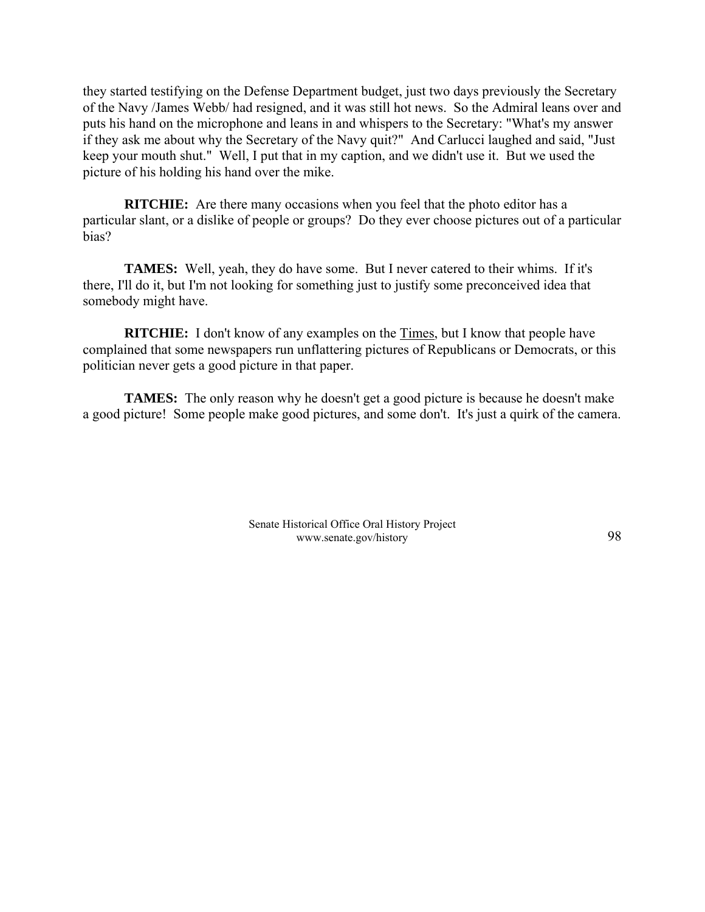they started testifying on the Defense Department budget, just two days previously the Secretary of the Navy /James Webb/ had resigned, and it was still hot news. So the Admiral leans over and puts his hand on the microphone and leans in and whispers to the Secretary: "What's my answer if they ask me about why the Secretary of the Navy quit?" And Carlucci laughed and said, "Just keep your mouth shut." Well, I put that in my caption, and we didn't use it. But we used the picture of his holding his hand over the mike.

**RITCHIE:** Are there many occasions when you feel that the photo editor has a particular slant, or a dislike of people or groups? Do they ever choose pictures out of a particular bias?

**TAMES:** Well, yeah, they do have some. But I never catered to their whims. If it's there, I'll do it, but I'm not looking for something just to justify some preconceived idea that somebody might have.

**RITCHIE:** I don't know of any examples on the Times, but I know that people have complained that some newspapers run unflattering pictures of Republicans or Democrats, or this politician never gets a good picture in that paper.

**TAMES:** The only reason why he doesn't get a good picture is because he doesn't make a good picture! Some people make good pictures, and some don't. It's just a quirk of the camera.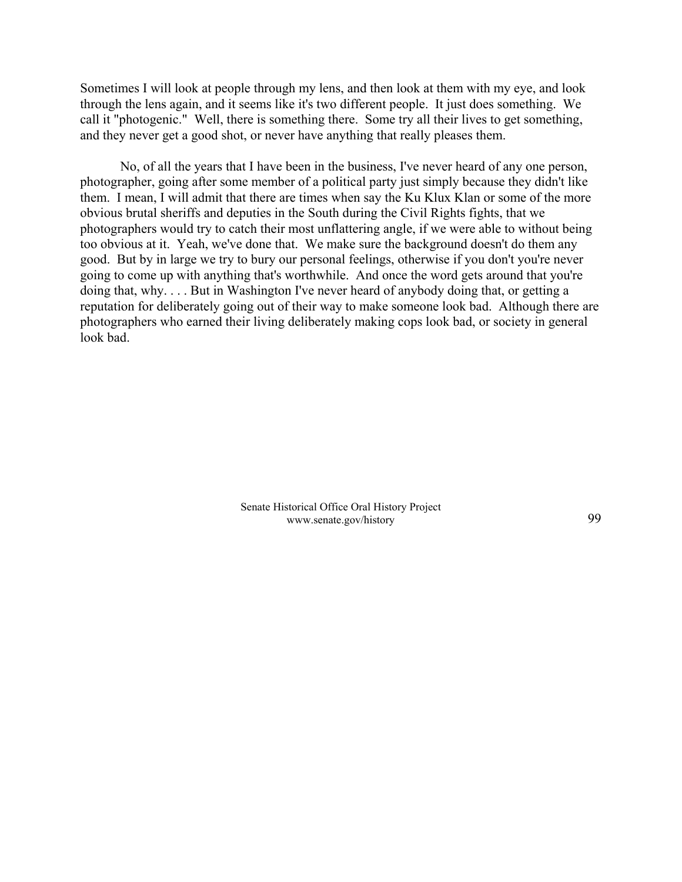Sometimes I will look at people through my lens, and then look at them with my eye, and look through the lens again, and it seems like it's two different people. It just does something. We call it "photogenic." Well, there is something there. Some try all their lives to get something, and they never get a good shot, or never have anything that really pleases them.

No, of all the years that I have been in the business, I've never heard of any one person, photographer, going after some member of a political party just simply because they didn't like them. I mean, I will admit that there are times when say the Ku Klux Klan or some of the more obvious brutal sheriffs and deputies in the South during the Civil Rights fights, that we photographers would try to catch their most unflattering angle, if we were able to without being too obvious at it. Yeah, we've done that. We make sure the background doesn't do them any good. But by in large we try to bury our personal feelings, otherwise if you don't you're never going to come up with anything that's worthwhile. And once the word gets around that you're doing that, why. . . . But in Washington I've never heard of anybody doing that, or getting a reputation for deliberately going out of their way to make someone look bad. Although there are photographers who earned their living deliberately making cops look bad, or society in general look bad.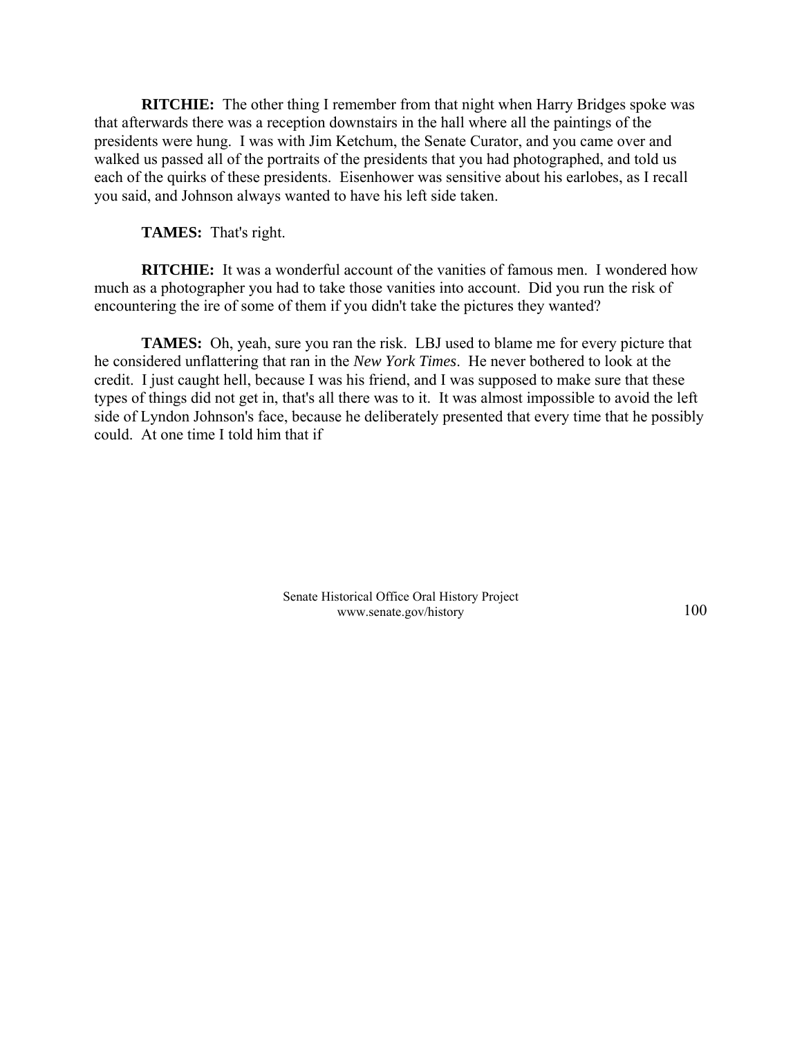**RITCHIE:** The other thing I remember from that night when Harry Bridges spoke was that afterwards there was a reception downstairs in the hall where all the paintings of the presidents were hung. I was with Jim Ketchum, the Senate Curator, and you came over and walked us passed all of the portraits of the presidents that you had photographed, and told us each of the quirks of these presidents. Eisenhower was sensitive about his earlobes, as I recall you said, and Johnson always wanted to have his left side taken.

**TAMES:** That's right.

**RITCHIE:** It was a wonderful account of the vanities of famous men. I wondered how much as a photographer you had to take those vanities into account. Did you run the risk of encountering the ire of some of them if you didn't take the pictures they wanted?

**TAMES:** Oh, yeah, sure you ran the risk. LBJ used to blame me for every picture that he considered unflattering that ran in the *New York Times*. He never bothered to look at the credit. I just caught hell, because I was his friend, and I was supposed to make sure that these types of things did not get in, that's all there was to it. It was almost impossible to avoid the left side of Lyndon Johnson's face, because he deliberately presented that every time that he possibly could. At one time I told him that if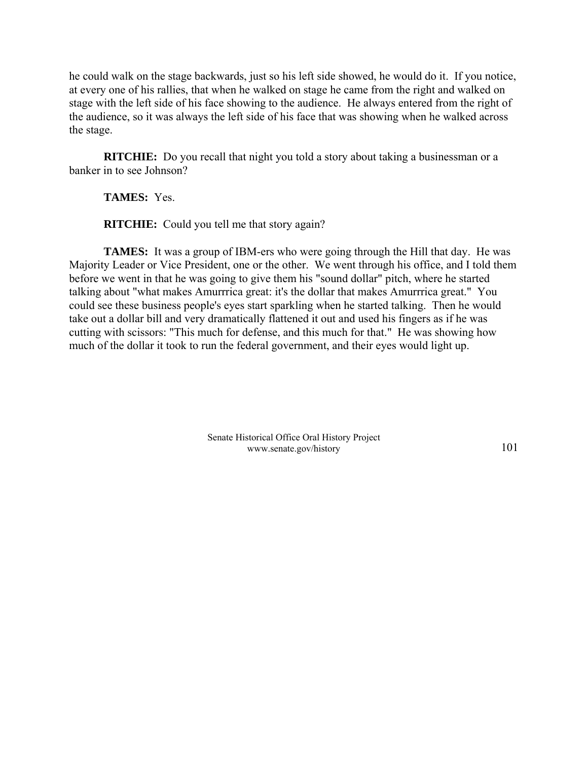he could walk on the stage backwards, just so his left side showed, he would do it. If you notice, at every one of his rallies, that when he walked on stage he came from the right and walked on stage with the left side of his face showing to the audience. He always entered from the right of the audience, so it was always the left side of his face that was showing when he walked across the stage.

**RITCHIE:** Do you recall that night you told a story about taking a businessman or a banker in to see Johnson?

**TAMES:** Yes.

**RITCHIE:** Could you tell me that story again?

**TAMES:** It was a group of IBM-ers who were going through the Hill that day. He was Majority Leader or Vice President, one or the other. We went through his office, and I told them before we went in that he was going to give them his "sound dollar" pitch, where he started talking about "what makes Amurrrica great: it's the dollar that makes Amurrrica great." You could see these business people's eyes start sparkling when he started talking. Then he would take out a dollar bill and very dramatically flattened it out and used his fingers as if he was cutting with scissors: "This much for defense, and this much for that." He was showing how much of the dollar it took to run the federal government, and their eyes would light up.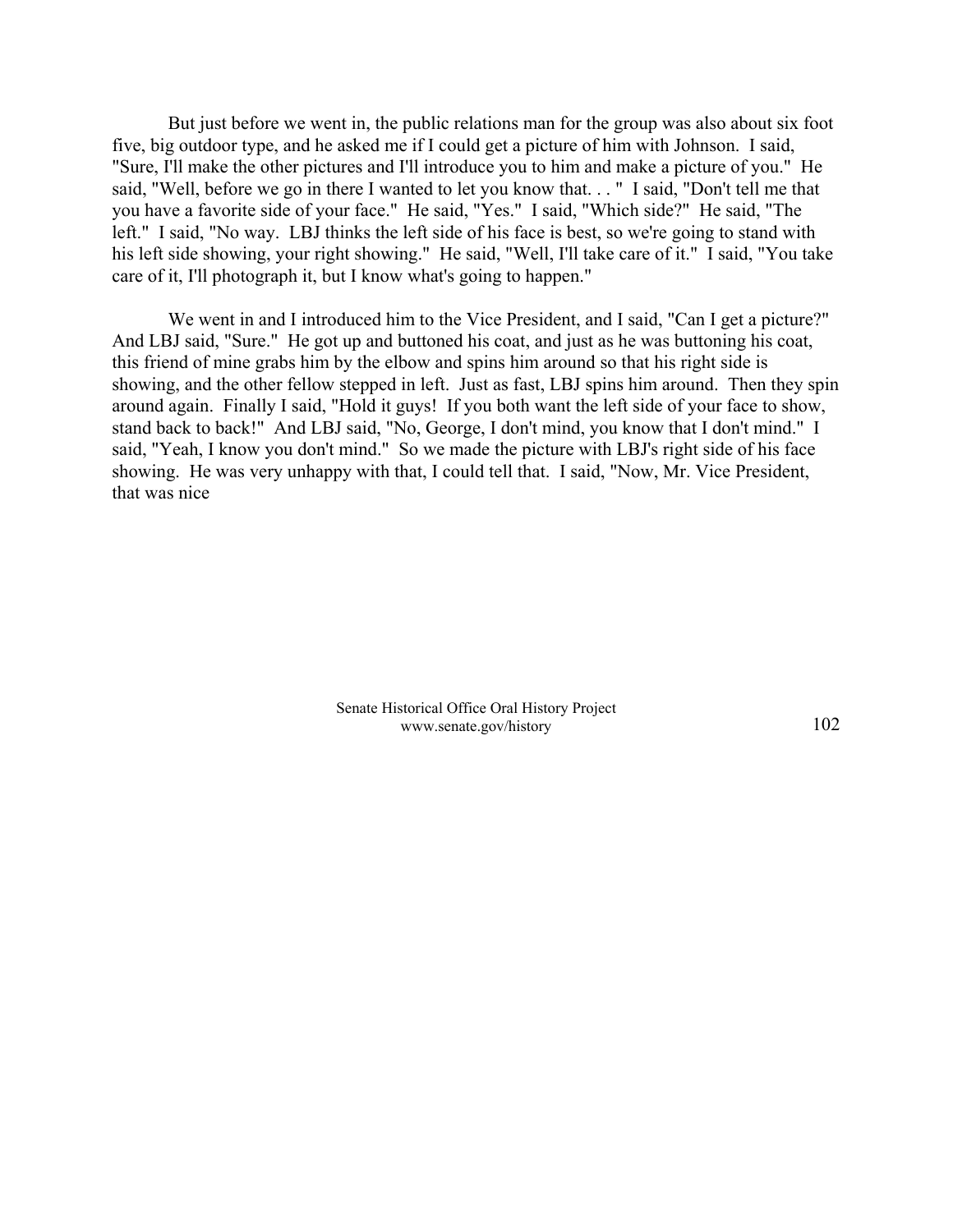But just before we went in, the public relations man for the group was also about six foot five, big outdoor type, and he asked me if I could get a picture of him with Johnson. I said, "Sure, I'll make the other pictures and I'll introduce you to him and make a picture of you." He said, "Well, before we go in there I wanted to let you know that. . . " I said, "Don't tell me that you have a favorite side of your face." He said, "Yes." I said, "Which side?" He said, "The left." I said, "No way. LBJ thinks the left side of his face is best, so we're going to stand with his left side showing, your right showing." He said, "Well, I'll take care of it." I said, "You take care of it, I'll photograph it, but I know what's going to happen."

We went in and I introduced him to the Vice President, and I said, "Can I get a picture?" And LBJ said, "Sure." He got up and buttoned his coat, and just as he was buttoning his coat, this friend of mine grabs him by the elbow and spins him around so that his right side is showing, and the other fellow stepped in left. Just as fast, LBJ spins him around. Then they spin around again. Finally I said, "Hold it guys! If you both want the left side of your face to show, stand back to back!" And LBJ said, "No, George, I don't mind, you know that I don't mind." I said, "Yeah, I know you don't mind." So we made the picture with LBJ's right side of his face showing. He was very unhappy with that, I could tell that. I said, "Now, Mr. Vice President, that was nice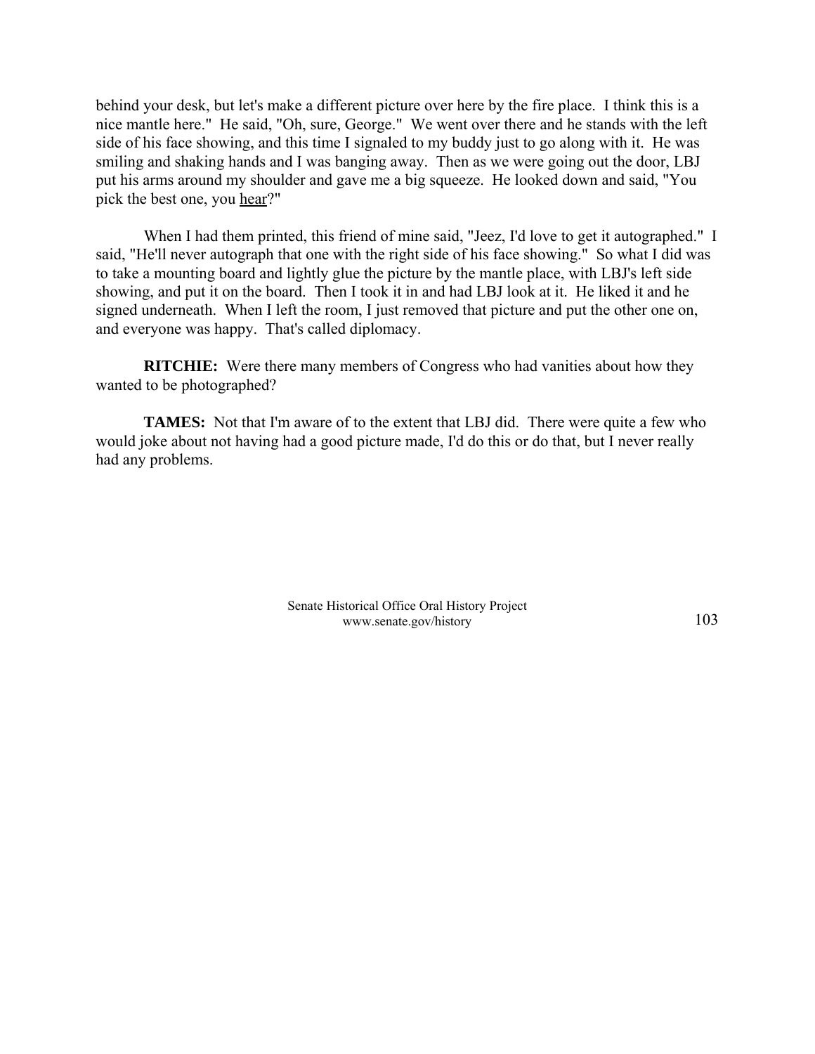behind your desk, but let's make a different picture over here by the fire place. I think this is a nice mantle here." He said, "Oh, sure, George." We went over there and he stands with the left side of his face showing, and this time I signaled to my buddy just to go along with it. He was smiling and shaking hands and I was banging away. Then as we were going out the door, LBJ put his arms around my shoulder and gave me a big squeeze. He looked down and said, "You pick the best one, you <u>hear</u>?"

When I had them printed, this friend of mine said, "Jeez, I'd love to get it autographed." I said, "He'll never autograph that one with the right side of his face showing." So what I did was to take a mounting board and lightly glue the picture by the mantle place, with LBJ's left side showing, and put it on the board. Then I took it in and had LBJ look at it. He liked it and he signed underneath. When I left the room, I just removed that picture and put the other one on, and everyone was happy. That's called diplomacy.

**RITCHIE:** Were there many members of Congress who had vanities about how they wanted to be photographed?

**TAMES:** Not that I'm aware of to the extent that LBJ did. There were quite a few who would joke about not having had a good picture made, I'd do this or do that, but I never really had any problems.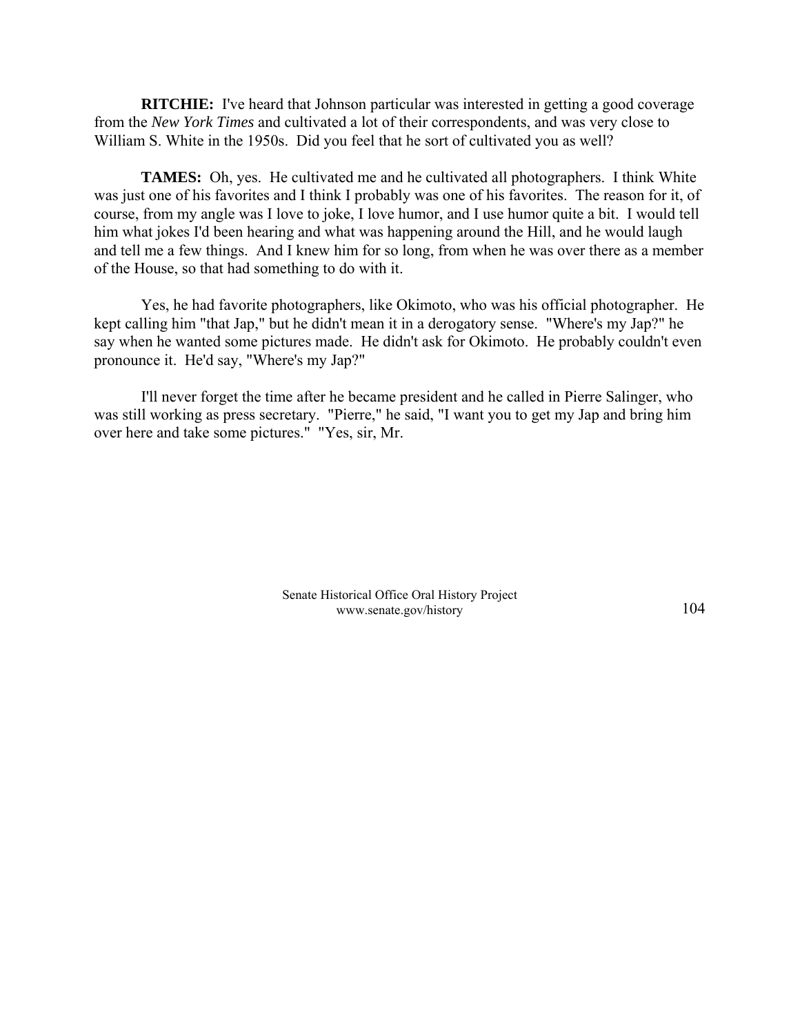**RITCHIE:** I've heard that Johnson particular was interested in getting a good coverage from the *New York Times* and cultivated a lot of their correspondents, and was very close to William S. White in the 1950s. Did you feel that he sort of cultivated you as well?

**TAMES:** Oh, yes. He cultivated me and he cultivated all photographers. I think White was just one of his favorites and I think I probably was one of his favorites. The reason for it, of course, from my angle was I love to joke, I love humor, and I use humor quite a bit. I would tell him what jokes I'd been hearing and what was happening around the Hill, and he would laugh and tell me a few things. And I knew him for so long, from when he was over there as a member of the House, so that had something to do with it.

Yes, he had favorite photographers, like Okimoto, who was his official photographer. He kept calling him "that Jap," but he didn't mean it in a derogatory sense. "Where's my Jap?" he say when he wanted some pictures made. He didn't ask for Okimoto. He probably couldn't even pronounce it. He'd say, "Where's my Jap?"

I'll never forget the time after he became president and he called in Pierre Salinger, who was still working as press secretary. "Pierre," he said, "I want you to get my Jap and bring him over here and take some pictures." "Yes, sir, Mr.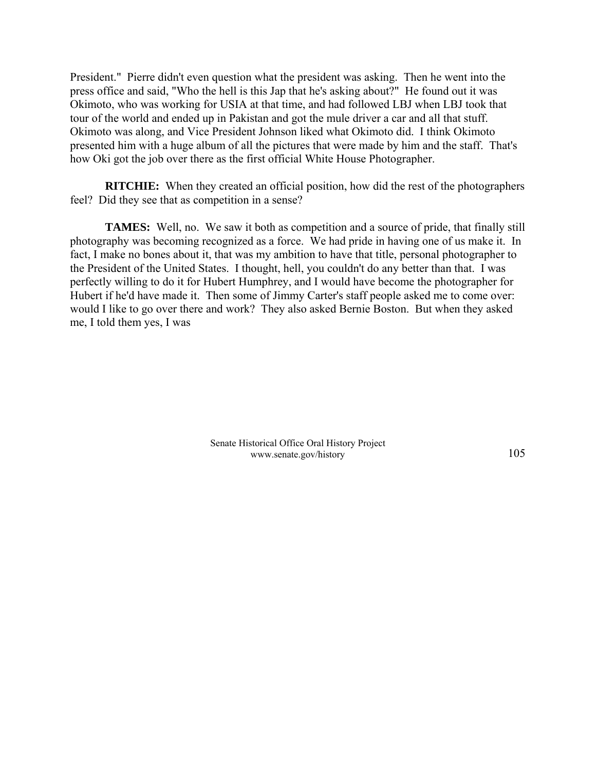President." Pierre didn't even question what the president was asking. Then he went into the press office and said, "Who the hell is this Jap that he's asking about?" He found out it was Okimoto, who was working for USIA at that time, and had followed LBJ when LBJ took that tour of the world and ended up in Pakistan and got the mule driver a car and all that stuff. Okimoto was along, and Vice President Johnson liked what Okimoto did. I think Okimoto presented him with a huge album of all the pictures that were made by him and the staff. That's how Oki got the job over there as the first official White House Photographer.

**RITCHIE:** When they created an official position, how did the rest of the photographers feel? Did they see that as competition in a sense?

**TAMES:** Well, no. We saw it both as competition and a source of pride, that finally still photography was becoming recognized as a force. We had pride in having one of us make it. In fact, I make no bones about it, that was my ambition to have that title, personal photographer to the President of the United States. I thought, hell, you couldn't do any better than that. I was perfectly willing to do it for Hubert Humphrey, and I would have become the photographer for Hubert if he'd have made it. Then some of Jimmy Carter's staff people asked me to come over: would I like to go over there and work? They also asked Bernie Boston. But when they asked me, I told them yes, I was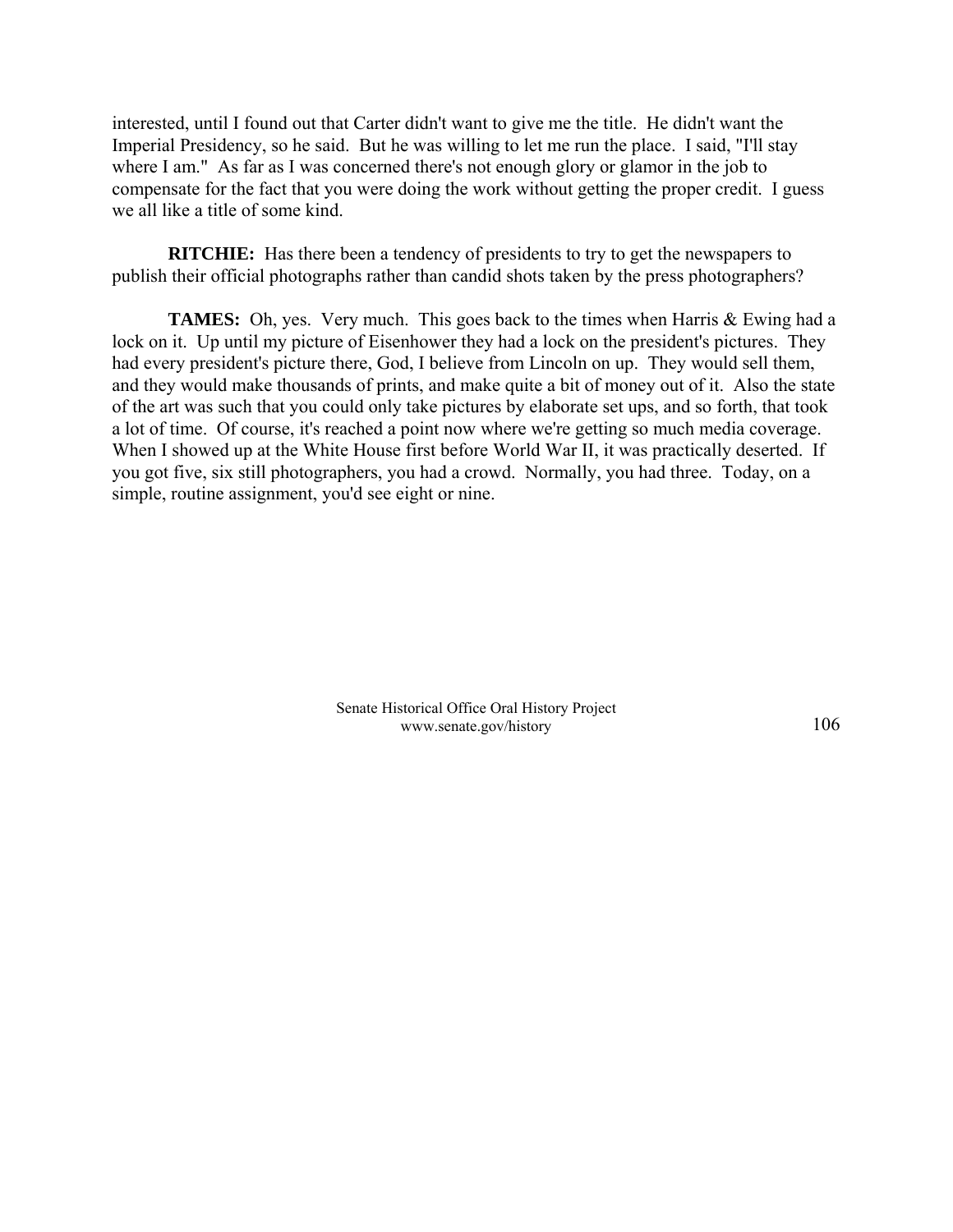interested, until I found out that Carter didn't want to give me the title. He didn't want the Imperial Presidency, so he said. But he was willing to let me run the place. I said, "I'll stay where I am." As far as I was concerned there's not enough glory or glamor in the job to compensate for the fact that you were doing the work without getting the proper credit. I guess we all like a title of some kind.

**RITCHIE:** Has there been a tendency of presidents to try to get the newspapers to publish their official photographs rather than candid shots taken by the press photographers?

**TAMES:** Oh, yes. Very much. This goes back to the times when Harris & Ewing had a lock on it. Up until my picture of Eisenhower they had a lock on the president's pictures. They had every president's picture there, God, I believe from Lincoln on up. They would sell them, and they would make thousands of prints, and make quite a bit of money out of it. Also the state of the art was such that you could only take pictures by elaborate set ups, and so forth, that took a lot of time. Of course, it's reached a point now where we're getting so much media coverage. When I showed up at the White House first before World War II, it was practically deserted. If you got five, six still photographers, you had a crowd. Normally, you had three. Today, on a simple, routine assignment, you'd see eight or nine.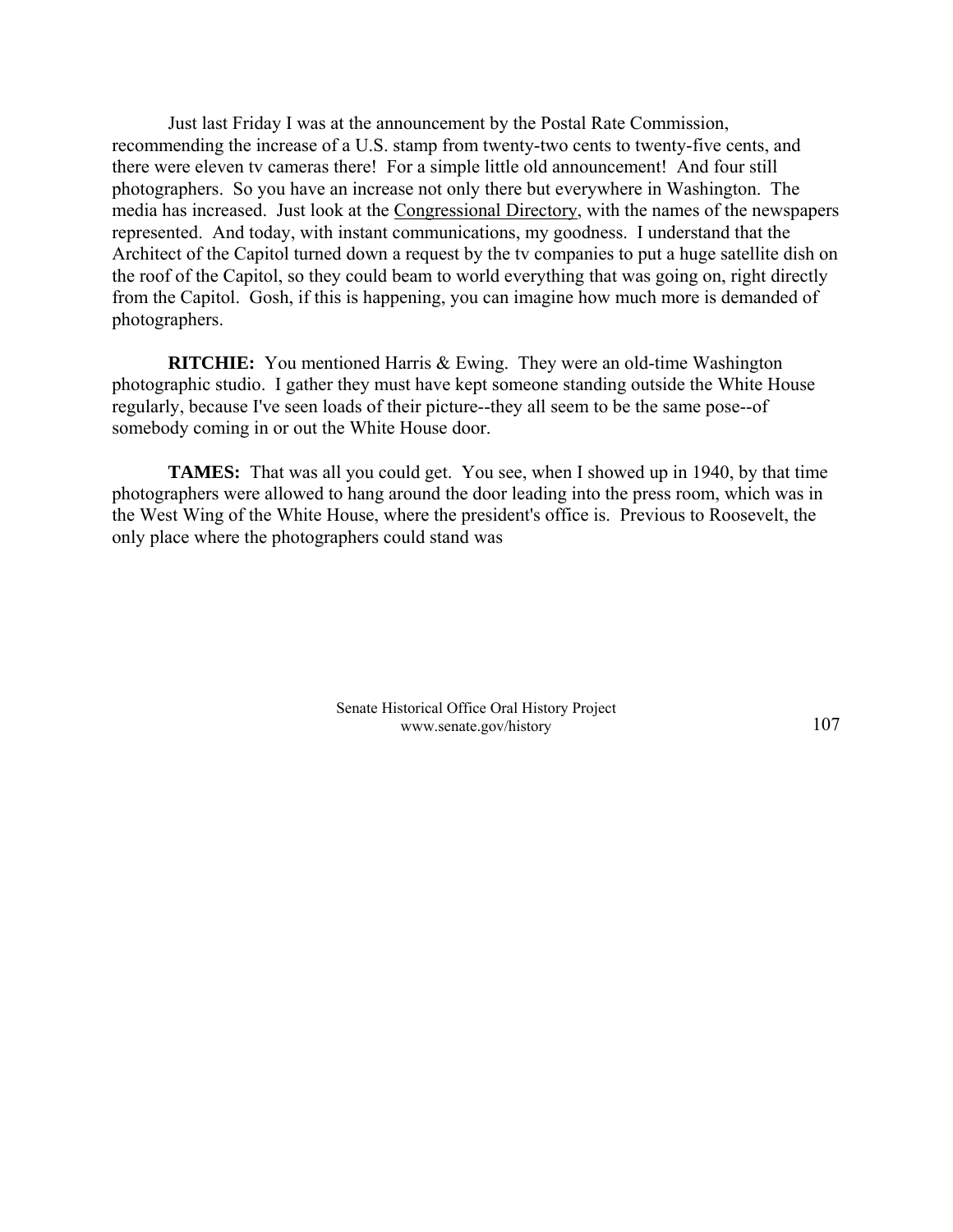Just last Friday I was at the announcement by the Postal Rate Commission, recommending the increase of a U.S. stamp from twenty-two cents to twenty-five cents, and there were eleven tv cameras there! For a simple little old announcement! And four still photographers. So you have an increase not only there but everywhere in Washington. The media has increased. Just look at the Congressional Directory, with the names of the newspapers represented. And today, with instant communications, my goodness. I understand that the Architect of the Capitol turned down a request by the tv companies to put a huge satellite dish on the roof of the Capitol, so they could beam to world everything that was going on, right directly from the Capitol. Gosh, if this is happening, you can imagine how much more is demanded of photographers.

**RITCHIE:** You mentioned Harris & Ewing. They were an old-time Washington photographic studio. I gather they must have kept someone standing outside the White House regularly, because I've seen loads of their picture--they all seem to be the same pose--of somebody coming in or out the White House door.

**TAMES:** That was all you could get. You see, when I showed up in 1940, by that time photographers were allowed to hang around the door leading into the press room, which was in the West Wing of the White House, where the president's office is. Previous to Roosevelt, the only place where the photographers could stand was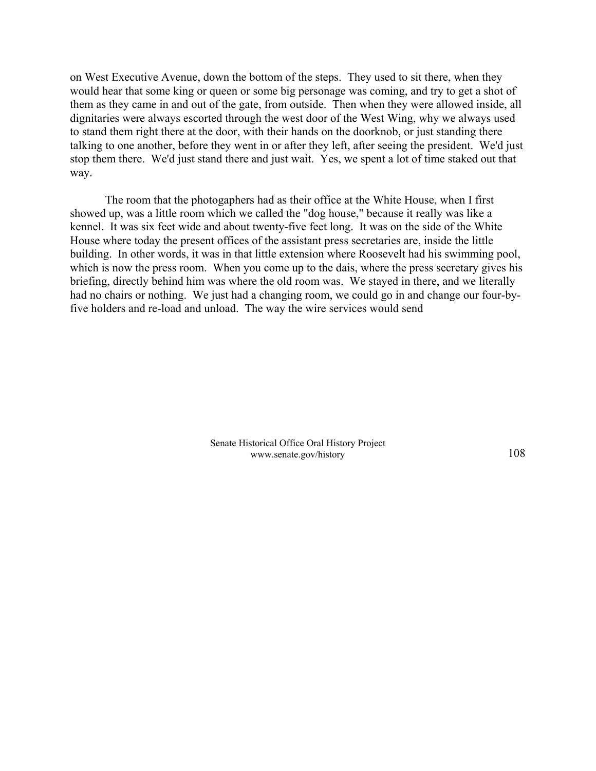on West Executive Avenue, down the bottom of the steps. They used to sit there, when they would hear that some king or queen or some big personage was coming, and try to get a shot of them as they came in and out of the gate, from outside. Then when they were allowed inside, all dignitaries were always escorted through the west door of the West Wing, why we always used to stand them right there at the door, with their hands on the doorknob, or just standing there talking to one another, before they went in or after they left, after seeing the president. We'd just stop them there. We'd just stand there and just wait. Yes, we spent a lot of time staked out that way.

The room that the photogaphers had as their office at the White House, when I first showed up, was a little room which we called the "dog house," because it really was like a kennel. It was six feet wide and about twenty-five feet long. It was on the side of the White House where today the present offices of the assistant press secretaries are, inside the little building. In other words, it was in that little extension where Roosevelt had his swimming pool, which is now the press room. When you come up to the dais, where the press secretary gives his briefing, directly behind him was where the old room was. We stayed in there, and we literally had no chairs or nothing. We just had a changing room, we could go in and change our four-by-five holders and re-load and unload. The way the wire services would send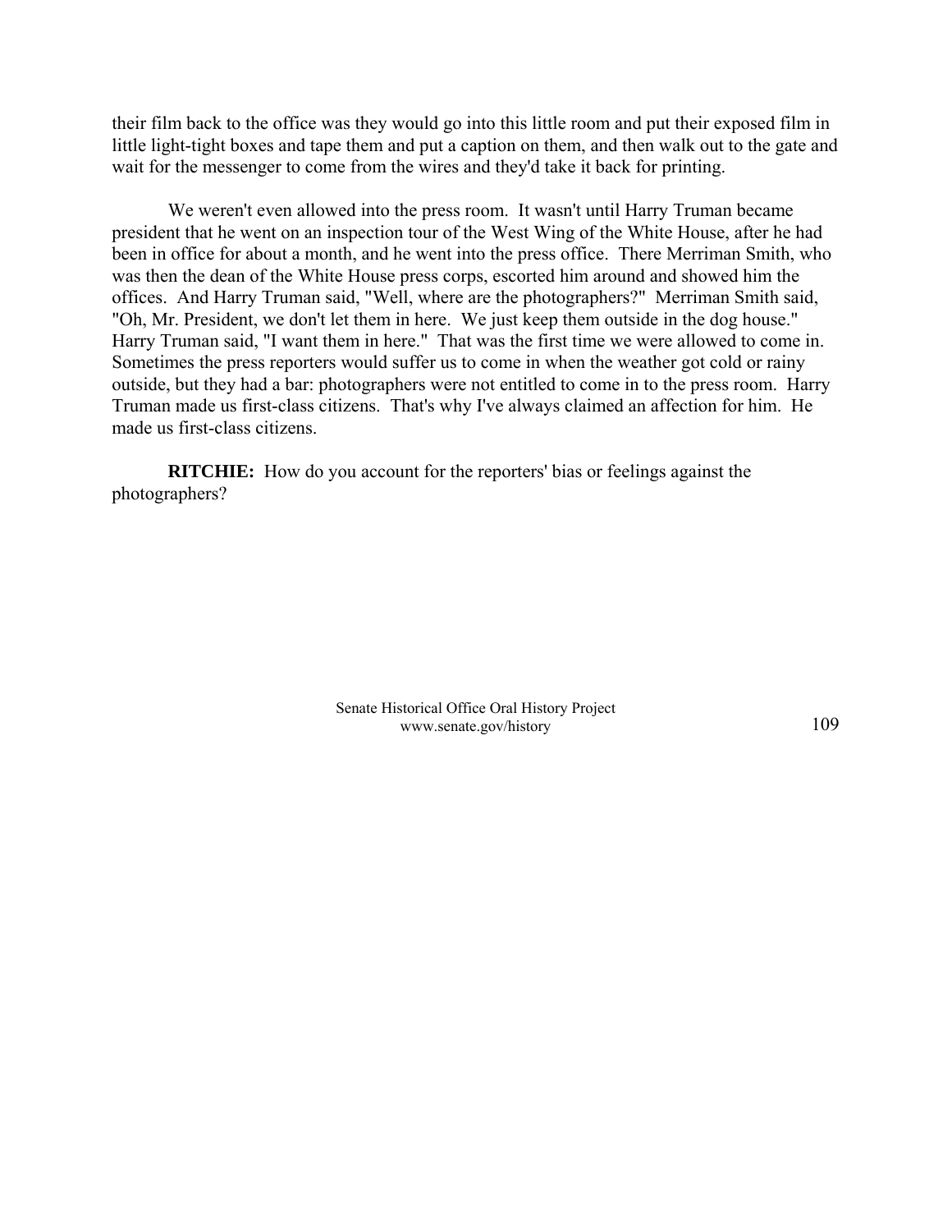their film back to the office was they would go into this little room and put their exposed film in little light-tight boxes and tape them and put a caption on them, and then walk out to the gate and wait for the messenger to come from the wires and they'd take it back for printing.

We weren't even allowed into the press room. It wasn't until Harry Truman became president that he went on an inspection tour of the West Wing of the White House, after he had been in office for about a month, and he went into the press office. There Merriman Smith, who was then the dean of the White House press corps, escorted him around and showed him the offices. And Harry Truman said, "Well, where are the photographers?" Merriman Smith said, "Oh, Mr. President, we don't let them in here. We just keep them outside in the dog house." Harry Truman said, "I want them in here." That was the first time we were allowed to come in. Sometimes the press reporters would suffer us to come in when the weather got cold or rainy outside, but they had a bar: photographers were not entitled to come in to the press room. Harry Truman made us first-class citizens. That's why I've always claimed an affection for him. He made us first-class citizens.

**RITCHIE:** How do you account for the reporters' bias or feelings against the photographers?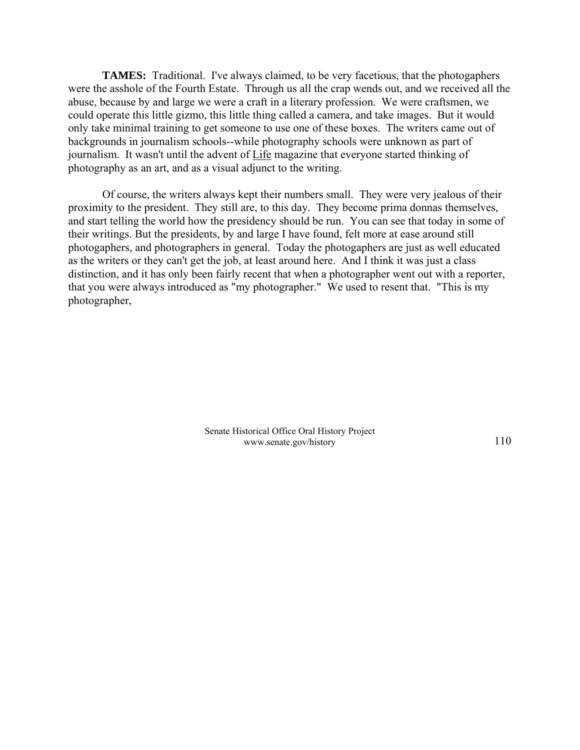**TAMES:** Traditional. I've always claimed, to be very facetious, that the photogaphers were the asshole of the Fourth Estate. Through us all the crap wends out, and we received all the abuse, because by and large we were a craft in a literary profession. We were craftsmen, we could operate this little gizmo, this little thing called a camera, and take images. But it would only take minimal training to get someone to use one of these boxes. The writers came out of backgrounds in journalism schools--while photography schools were unknown as part of journalism. It wasn't until the advent of Life magazine that everyone started thinking of photography as an art, and as a visual adjunct to the writing.

Of course, the writers always kept their numbers small. They were very jealous of their proximity to the president. They still are, to this day. They become prima donnas themselves, and start telling the world how the presidency should be run. You can see that today in some of their writings. But the presidents, by and large I have found, felt more at ease around still photogaphers, and photographers in general. Today the photogaphers are just as well educated as the writers or they can't get the job, at least around here. And I think it was just a class distinction, and it has only been fairly recent that when a photographer went out with a reporter, that you were always introduced as "my photographer." We used to resent that. "This is my photographer,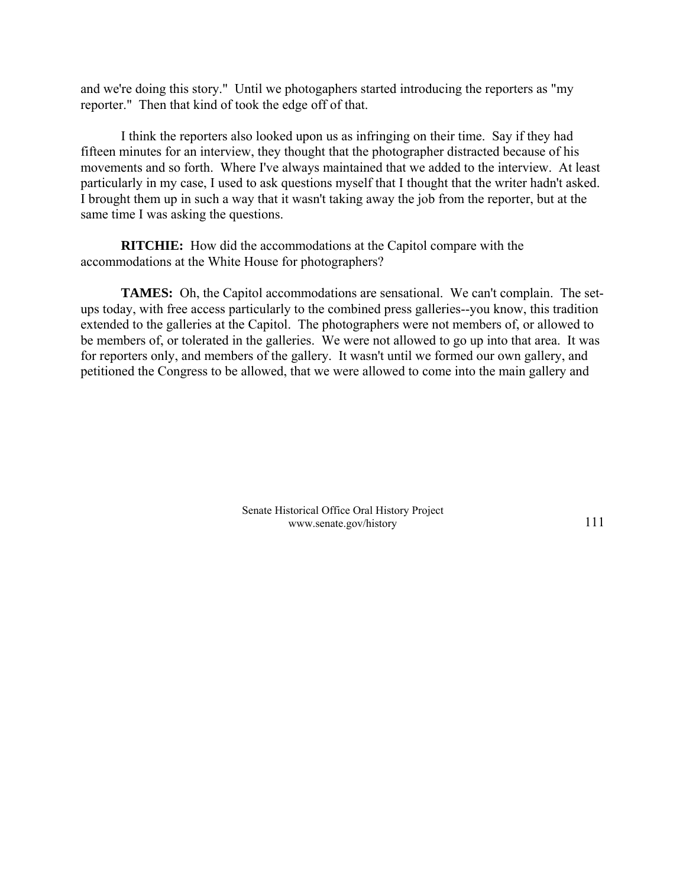and we're doing this story." Until we photogaphers started introducing the reporters as "my reporter." Then that kind of took the edge off of that.

I think the reporters also looked upon us as infringing on their time. Say if they had fifteen minutes for an interview, they thought that the photographer distracted because of his movements and so forth. Where I've always maintained that we added to the interview. At least particularly in my case, I used to ask questions myself that I thought that the writer hadn't asked. I brought them up in such a way that it wasn't taking away the job from the reporter, but at the same time I was asking the questions.

**RITCHIE:** How did the accommodations at the Capitol compare with the accommodations at the White House for photographers?

**TAMES:** Oh, the Capitol accommodations are sensational. We can't complain. The set-ups today, with free access particularly to the combined press galleries--you know, this tradition extended to the galleries at the Capitol. The photographers were not members of, or allowed to be members of, or tolerated in the galleries. We were not allowed to go up into that area. It was for reporters only, and members of the gallery. It wasn't until we formed our own gallery, and petitioned the Congress to be allowed, that we were allowed to come into the main gallery and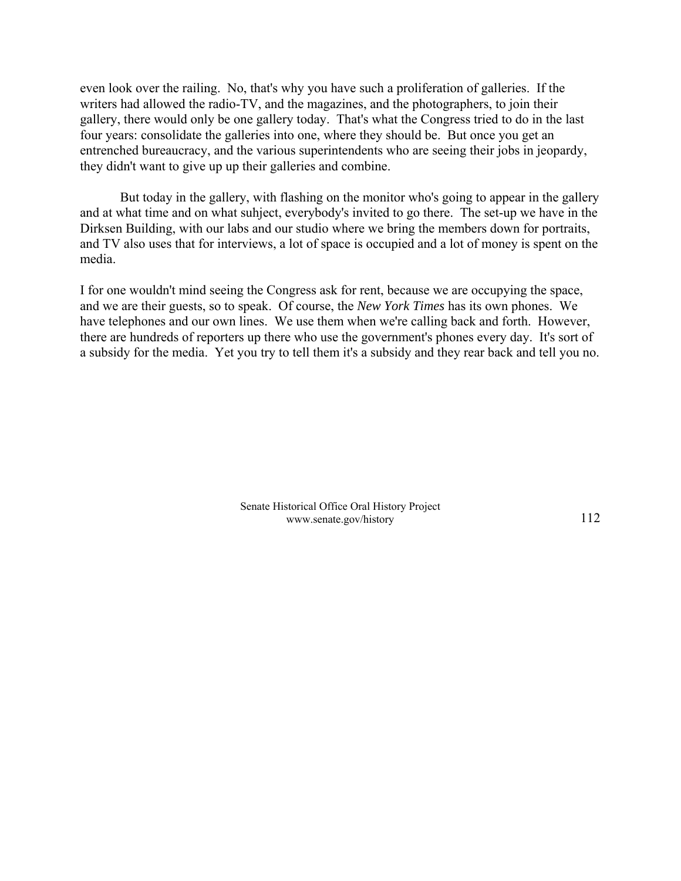even look over the railing. No, that's why you have such a proliferation of galleries. If the writers had allowed the radio-TV, and the magazines, and the photographers, to join their gallery, there would only be one gallery today. That's what the Congress tried to do in the last four years: consolidate the galleries into one, where they should be. But once you get an entrenched bureaucracy, and the various superintendents who are seeing their jobs in jeopardy, they didn't want to give up up their galleries and combine.

But today in the gallery, with flashing on the monitor who's going to appear in the gallery and at what time and on what suhject, everybody's invited to go there. The set-up we have in the Dirksen Building, with our labs and our studio where we bring the members down for portraits, and TV also uses that for interviews, a lot of space is occupied and a lot of money is spent on the media.

I for one wouldn't mind seeing the Congress ask for rent, because we are occupying the space, and we are their guests, so to speak. Of course, the *New York Times* has its own phones. We have telephones and our own lines. We use them when we're calling back and forth. However, there are hundreds of reporters up there who use the government's phones every day. It's sort of a subsidy for the media. Yet you try to tell them it's a subsidy and they rear back and tell you no.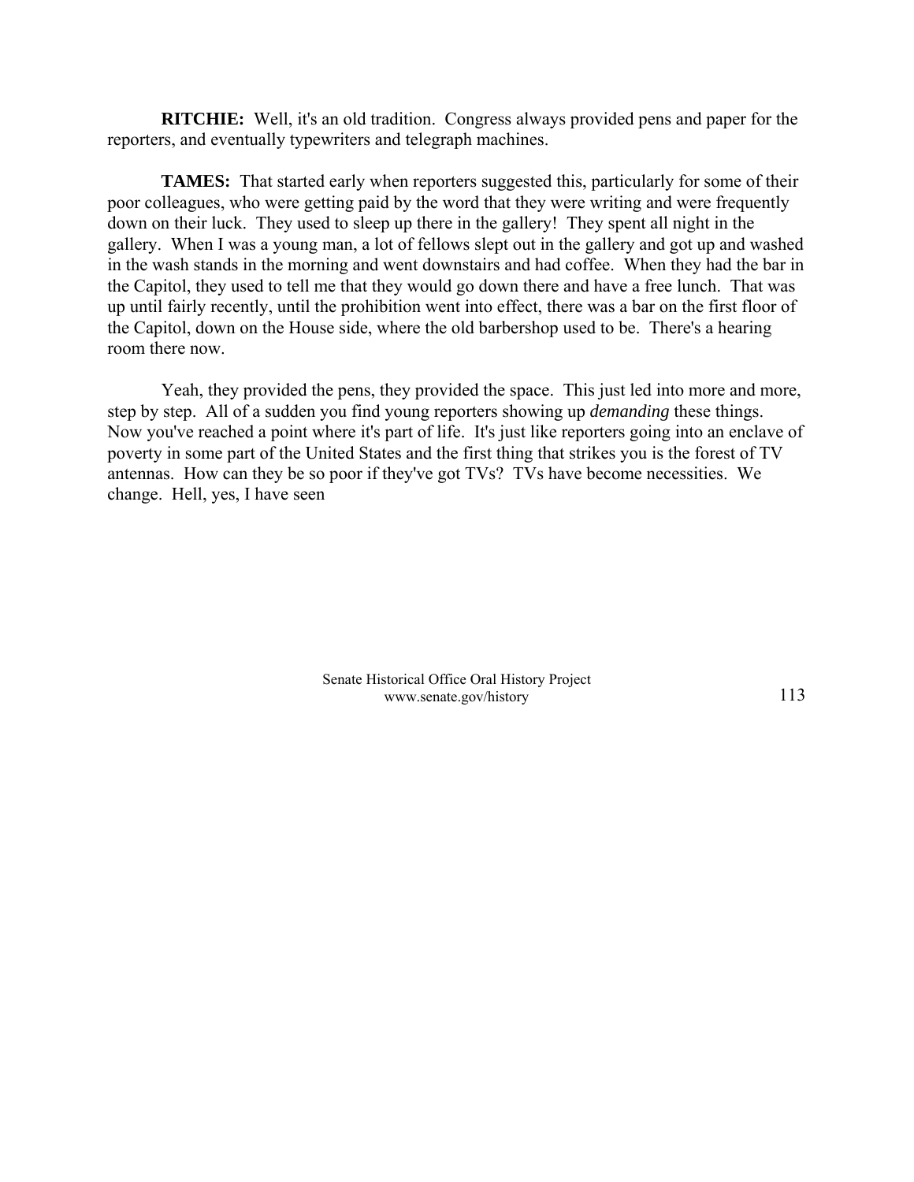**RITCHIE:** Well, it's an old tradition. Congress always provided pens and paper for the reporters, and eventually typewriters and telegraph machines.

**TAMES:** That started early when reporters suggested this, particularly for some of their poor colleagues, who were getting paid by the word that they were writing and were frequently down on their luck. They used to sleep up there in the gallery! They spent all night in the gallery. When I was a young man, a lot of fellows slept out in the gallery and got up and washed in the wash stands in the morning and went downstairs and had coffee. When they had the bar in the Capitol, they used to tell me that they would go down there and have a free lunch. That was up until fairly recently, until the prohibition went into effect, there was a bar on the first floor of the Capitol, down on the House side, where the old barbershop used to be. There's a hearing room there now.

Yeah, they provided the pens, they provided the space. This just led into more and more, step by step. All of a sudden you find young reporters showing up *demanding* these things. Now you've reached a point where it's part of life. It's just like reporters going into an enclave of poverty in some part of the United States and the first thing that strikes you is the forest of TV antennas. How can they be so poor if they've got TVs? TVs have become necessities. We change. Hell, yes, I have seen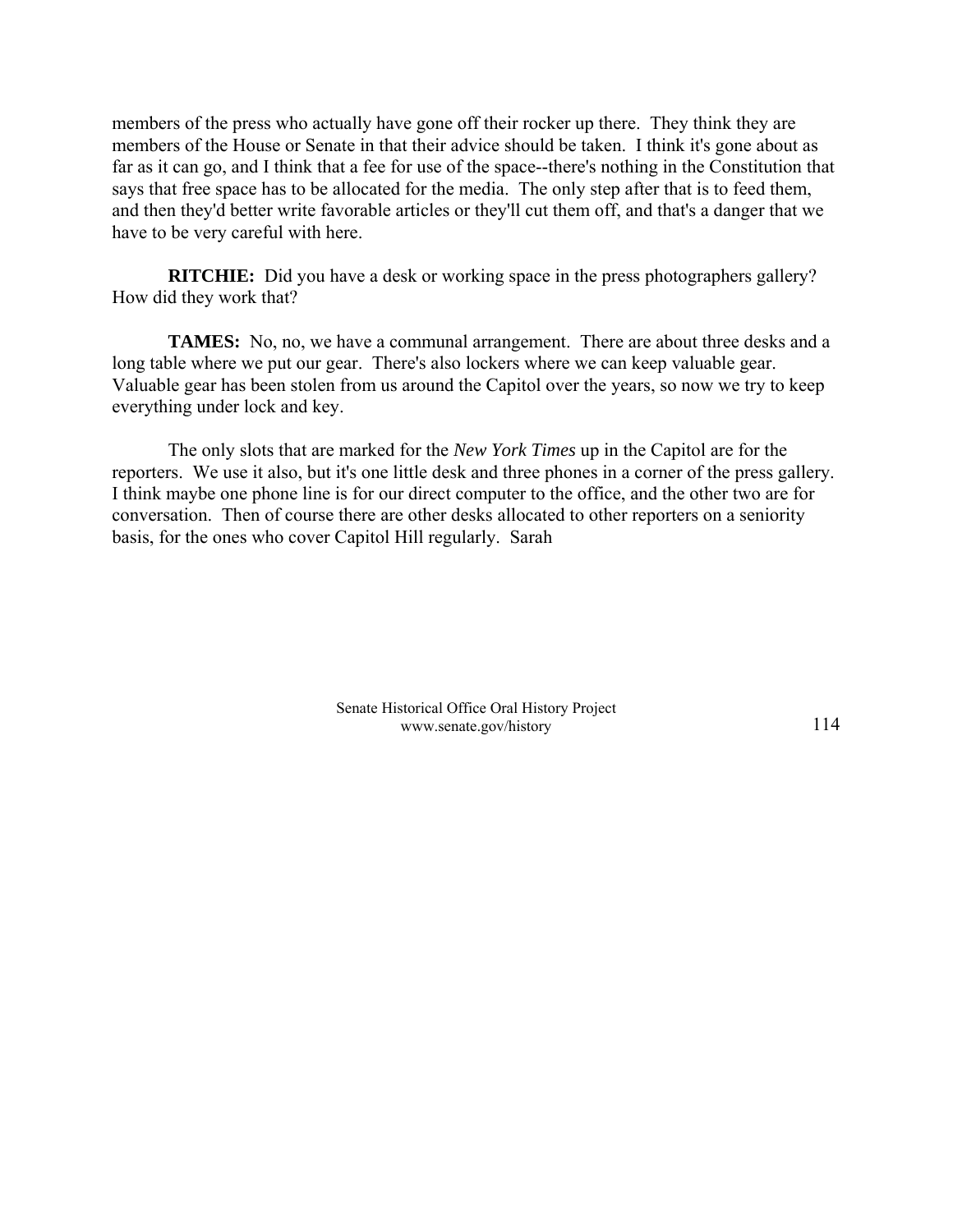members of the press who actually have gone off their rocker up there. They think they are members of the House or Senate in that their advice should be taken. I think it's gone about as far as it can go, and I think that a fee for use of the space--there's nothing in the Constitution that says that free space has to be allocated for the media. The only step after that is to feed them, and then they'd better write favorable articles or they'll cut them off, and that's a danger that we have to be very careful with here.

**RITCHIE:** Did you have a desk or working space in the press photographers gallery? How did they work that?

**TAMES:** No, no, we have a communal arrangement. There are about three desks and a long table where we put our gear. There's also lockers where we can keep valuable gear. Valuable gear has been stolen from us around the Capitol over the years, so now we try to keep everything under lock and key.

The only slots that are marked for the *New York Times* up in the Capitol are for the reporters. We use it also, but it's one little desk and three phones in a corner of the press gallery. I think maybe one phone line is for our direct computer to the office, and the other two are for conversation. Then of course there are other desks allocated to other reporters on a seniority basis, for the ones who cover Capitol Hill regularly. Sarah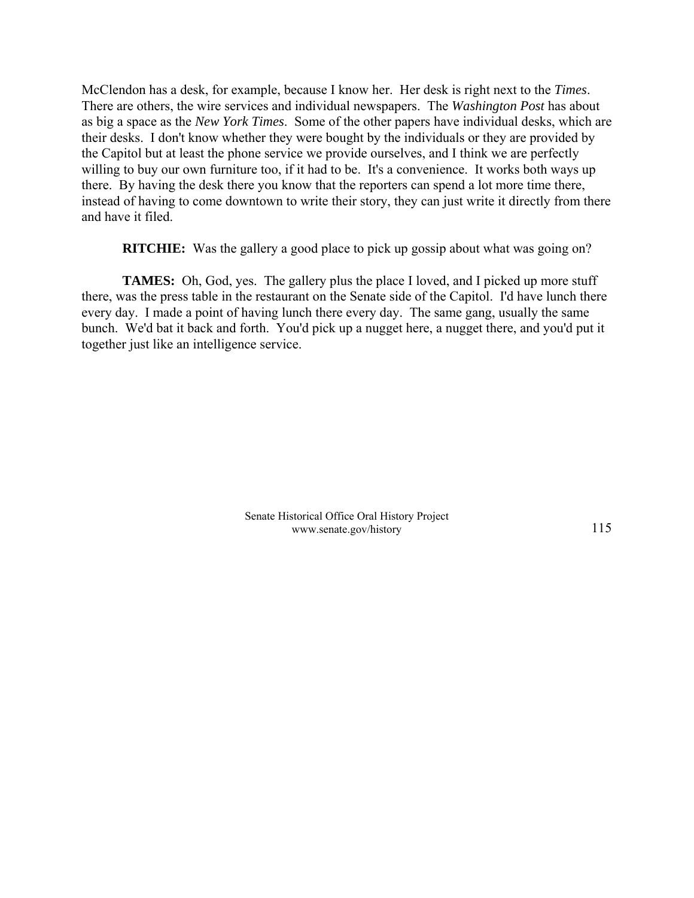McClendon has a desk, for example, because I know her. Her desk is right next to the *Times*. There are others, the wire services and individual newspapers. The *Washington Post* has about as big a space as the *New York Times*. Some of the other papers have individual desks, which are their desks. I don't know whether they were bought by the individuals or they are provided by the Capitol but at least the phone service we provide ourselves, and I think we are perfectly willing to buy our own furniture too, if it had to be. It's a convenience. It works both ways up there. By having the desk there you know that the reporters can spend a lot more time there, instead of having to come downtown to write their story, they can just write it directly from there and have it filed.

**RITCHIE:** Was the gallery a good place to pick up gossip about what was going on?

**TAMES:** Oh, God, yes. The gallery plus the place I loved, and I picked up more stuff there, was the press table in the restaurant on the Senate side of the Capitol. I'd have lunch there every day. I made a point of having lunch there every day. The same gang, usually the same bunch. We'd bat it back and forth. You'd pick up a nugget here, a nugget there, and you'd put it together just like an intelligence service.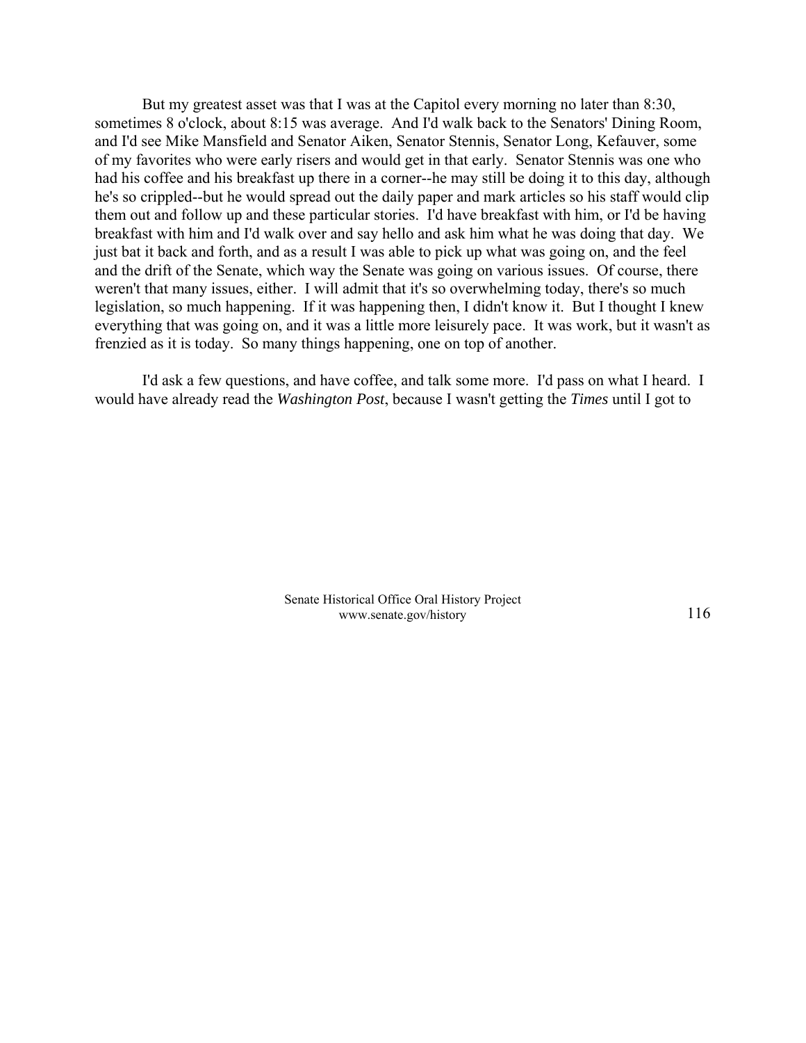But my greatest asset was that I was at the Capitol every morning no later than 8:30, sometimes 8 o'clock, about 8:15 was average. And I'd walk back to the Senators' Dining Room, and I'd see Mike Mansfield and Senator Aiken, Senator Stennis, Senator Long, Kefauver, some of my favorites who were early risers and would get in that early. Senator Stennis was one who had his coffee and his breakfast up there in a corner--he may still be doing it to this day, although he's so crippled--but he would spread out the daily paper and mark articles so his staff would clip them out and follow up and these particular stories. I'd have breakfast with him, or I'd be having breakfast with him and I'd walk over and say hello and ask him what he was doing that day. We just bat it back and forth, and as a result I was able to pick up what was going on, and the feel and the drift of the Senate, which way the Senate was going on various issues. Of course, there weren't that many issues, either. I will admit that it's so overwhelming today, there's so much legislation, so much happening. If it was happening then, I didn't know it. But I thought I knew everything that was going on, and it was a little more leisurely pace. It was work, but it wasn't as frenzied as it is today. So many things happening, one on top of another.

I'd ask a few questions, and have coffee, and talk some more. I'd pass on what I heard. I would have already read the *Washington Post*, because I wasn't getting the *Times* until I got to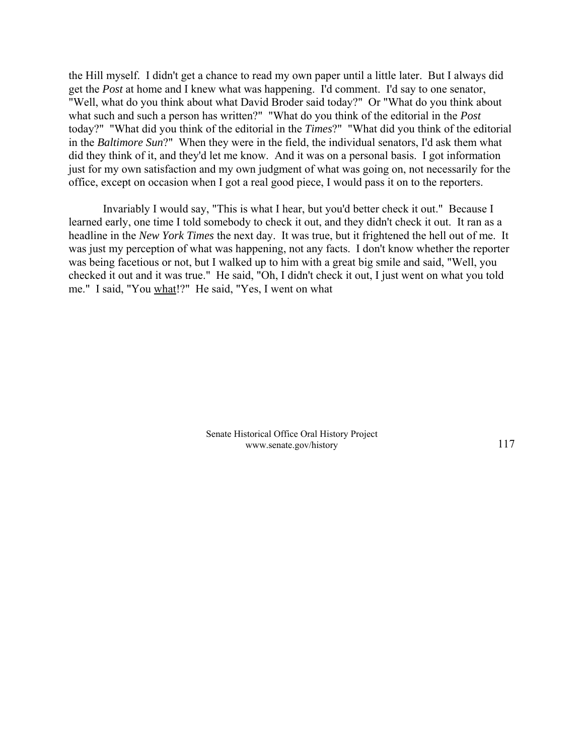the Hill myself. I didn't get a chance to read my own paper until a little later. But I always did get the *Post* at home and I knew what was happening. I'd comment. I'd say to one senator, "Well, what do you think about what David Broder said today?" Or "What do you think about what such and such a person has written?" "What do you think of the editorial in the *Post* today?" "What did you think of the editorial in the *Times*?" "What did you think of the editorial in the *Baltimore Sun*?" When they were in the field, the individual senators, I'd ask them what did they think of it, and they'd let me know. And it was on a personal basis. I got information just for my own satisfaction and my own judgment of what was going on, not necessarily for the office, except on occasion when I got a real good piece, I would pass it on to the reporters.

Invariably I would say, "This is what I hear, but you'd better check it out." Because I learned early, one time I told somebody to check it out, and they didn't check it out. It ran as a headline in the *New York Times* the next day. It was true, but it frightened the hell out of me. It was just my perception of what was happening, not any facts. I don't know whether the reporter was being facetious or not, but I walked up to him with a great big smile and said, "Well, you checked it out and it was true." He said, "Oh, I didn't check it out, I just went on what you told me." I said, "You <u>what</u>!?" He said, "Yes, I went on what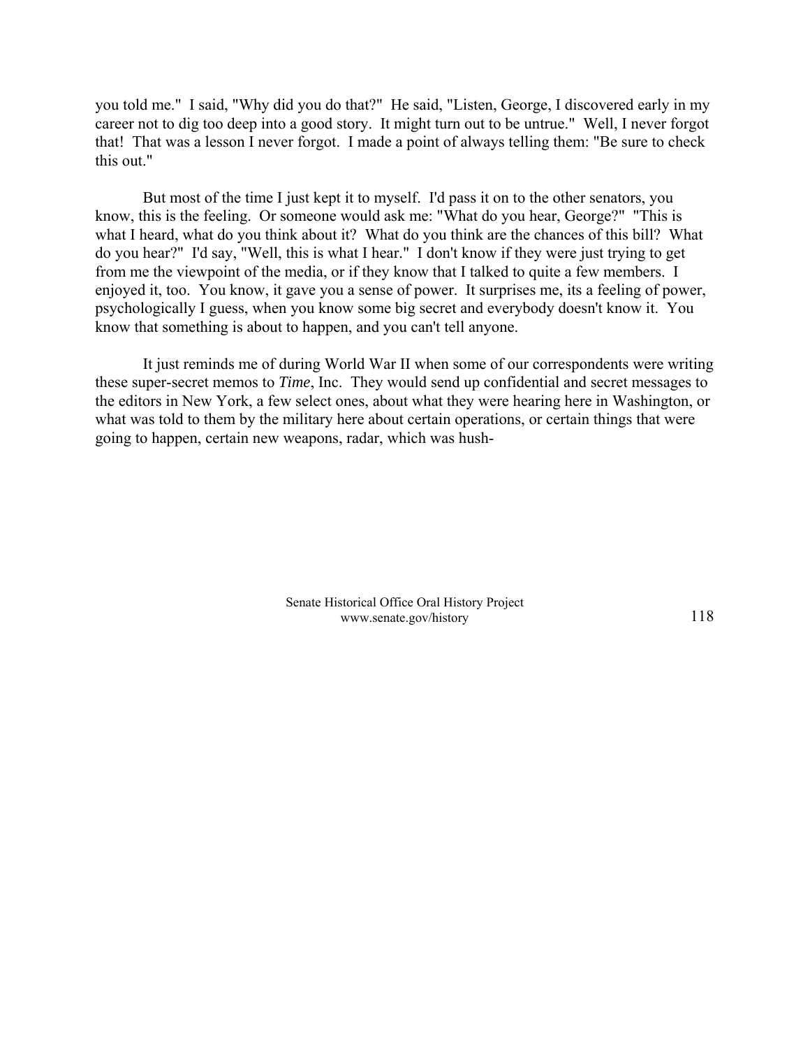you told me." I said, "Why did you do that?" He said, "Listen, George, I discovered early in my career not to dig too deep into a good story. It might turn out to be untrue." Well, I never forgot that! That was a lesson I never forgot. I made a point of always telling them: "Be sure to check this out."

But most of the time I just kept it to myself. I'd pass it on to the other senators, you know, this is the feeling. Or someone would ask me: "What do you hear, George?" "This is what I heard, what do you think about it? What do you think are the chances of this bill? What do you hear?" I'd say, "Well, this is what I hear." I don't know if they were just trying to get from me the viewpoint of the media, or if they know that I talked to quite a few members. I enjoyed it, too. You know, it gave you a sense of power. It surprises me, its a feeling of power, psychologically I guess, when you know some big secret and everybody doesn't know it. You know that something is about to happen, and you can't tell anyone.

It just reminds me of during World War II when some of our correspondents were writing these super-secret memos to *Time*, Inc. They would send up confidential and secret messages to the editors in New York, a few select ones, about what they were hearing here in Washington, or what was told to them by the military here about certain operations, or certain things that were going to happen, certain new weapons, radar, which was hush-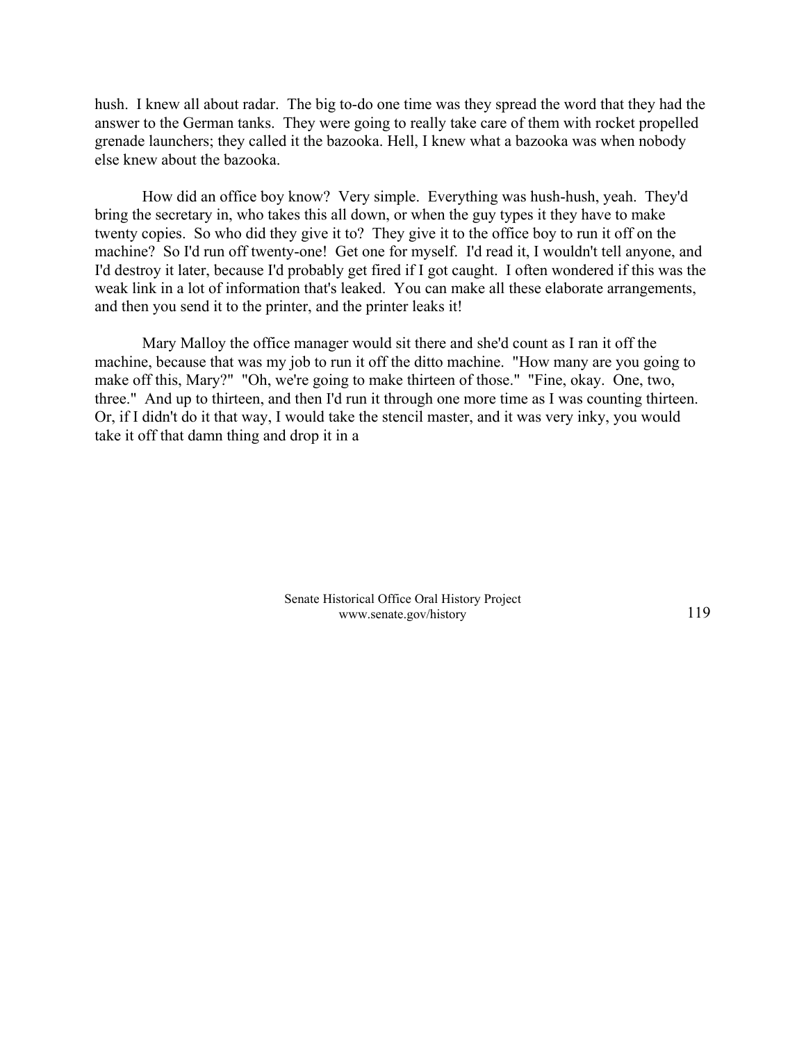hush. I knew all about radar. The big to-do one time was they spread the word that they had the answer to the German tanks. They were going to really take care of them with rocket propelled grenade launchers; they called it the bazooka. Hell, I knew what a bazooka was when nobody else knew about the bazooka.

How did an office boy know? Very simple. Everything was hush-hush, yeah. They'd bring the secretary in, who takes this all down, or when the guy types it they have to make twenty copies. So who did they give it to? They give it to the office boy to run it off on the machine? So I'd run off twenty-one! Get one for myself. I'd read it, I wouldn't tell anyone, and I'd destroy it later, because I'd probably get fired if I got caught. I often wondered if this was the weak link in a lot of information that's leaked. You can make all these elaborate arrangements, and then you send it to the printer, and the printer leaks it!

Mary Malloy the office manager would sit there and she'd count as I ran it off the machine, because that was my job to run it off the ditto machine. "How many are you going to make off this, Mary?" "Oh, we're going to make thirteen of those." "Fine, okay. One, two, three." And up to thirteen, and then I'd run it through one more time as I was counting thirteen. Or, if I didn't do it that way, I would take the stencil master, and it was very inky, you would take it off that damn thing and drop it in a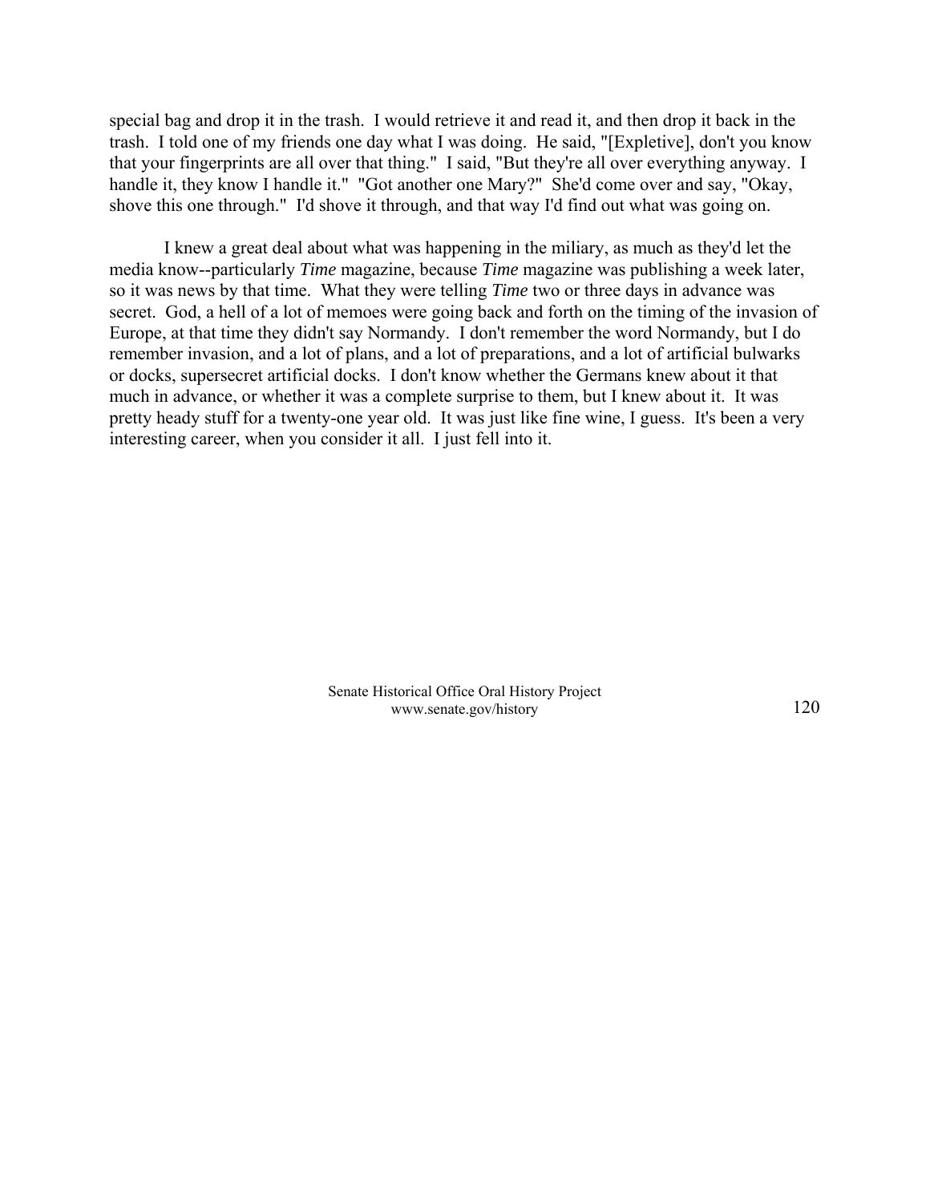special bag and drop it in the trash. I would retrieve it and read it, and then drop it back in the trash. I told one of my friends one day what I was doing. He said, "[Expletive], don't you know that your fingerprints are all over that thing." I said, "But they're all over everything anyway. I handle it, they know I handle it." "Got another one Mary?" She'd come over and say, "Okay, shove this one through." I'd shove it through, and that way I'd find out what was going on.

I knew a great deal about what was happening in the miliary, as much as they'd let the media know--particularly *Time* magazine, because *Time* magazine was publishing a week later, so it was news by that time. What they were telling *Time* two or three days in advance was secret. God, a hell of a lot of memoes were going back and forth on the timing of the invasion of Europe, at that time they didn't say Normandy. I don't remember the word Normandy, but I do remember invasion, and a lot of plans, and a lot of preparations, and a lot of artificial bulwarks or docks, supersecret artificial docks. I don't know whether the Germans knew about it that much in advance, or whether it was a complete surprise to them, but I knew about it. It was pretty heady stuff for a twenty-one year old. It was just like fine wine, I guess. It's been a very interesting career, when you consider it all. I just fell into it.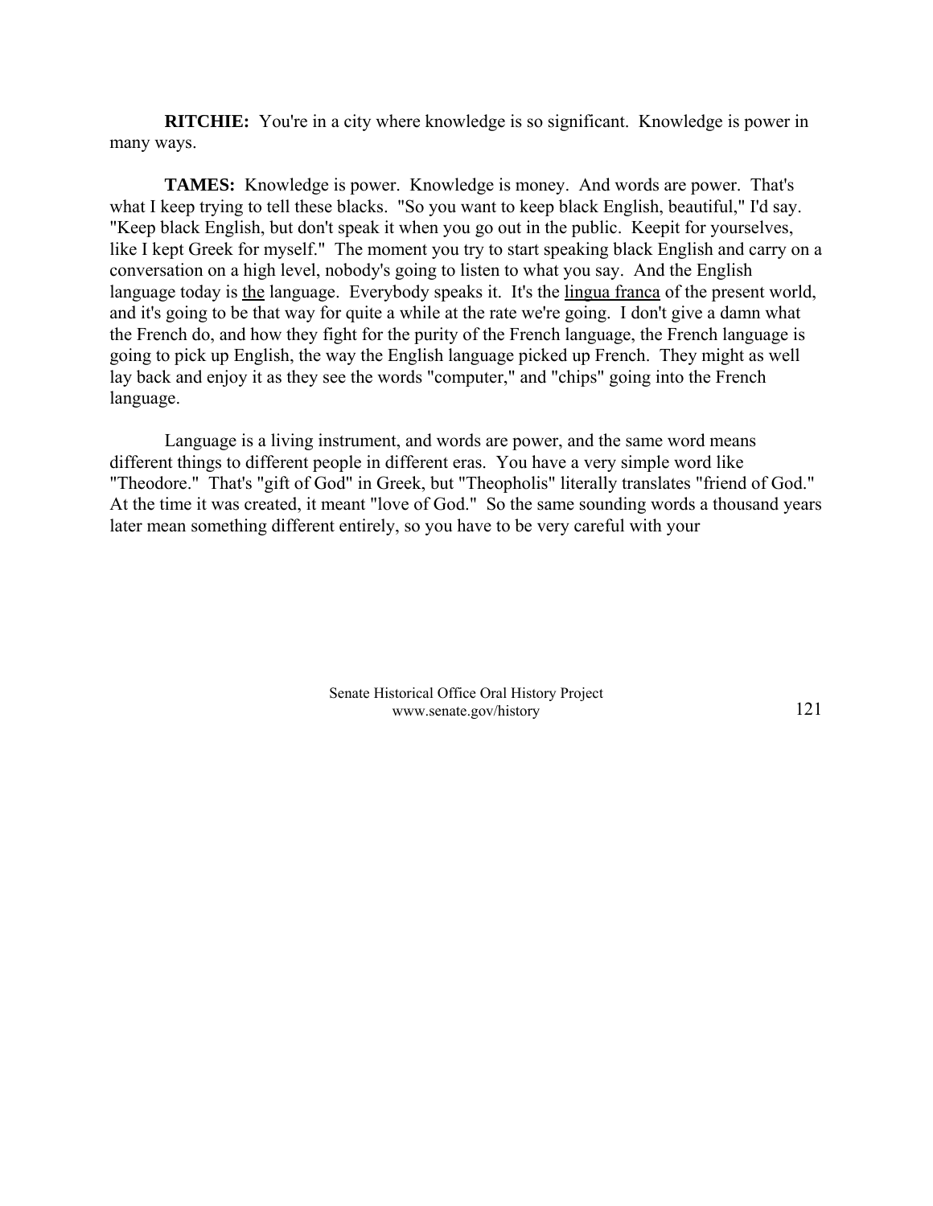**RITCHIE:** You're in a city where knowledge is so significant. Knowledge is power in many ways.

**TAMES:** Knowledge is power. Knowledge is money. And words are power. That's what I keep trying to tell these blacks. "So you want to keep black English, beautiful," I'd say. "Keep black English, but don't speak it when you go out in the public. Keepit for yourselves, like I kept Greek for myself." The moment you try to start speaking black English and carry on a conversation on a high level, nobody's going to listen to what you say. And the English language today is <u>the</u> language. Everybody speaks it. It's the <u>lingua franca</u> of the present world, and it's going to be that way for quite a while at the rate we're going. I don't give a damn what the French do, and how they fight for the purity of the French language, the French language is going to pick up English, the way the English language picked up French. They might as well lay back and enjoy it as they see the words "computer," and "chips" going into the French language.

Language is a living instrument, and words are power, and the same word means different things to different people in different eras. You have a very simple word like "Theodore." That's "gift of God" in Greek, but "Theopholis" literally translates "friend of God." At the time it was created, it meant "love of God." So the same sounding words a thousand years later mean something different entirely, so you have to be very careful with your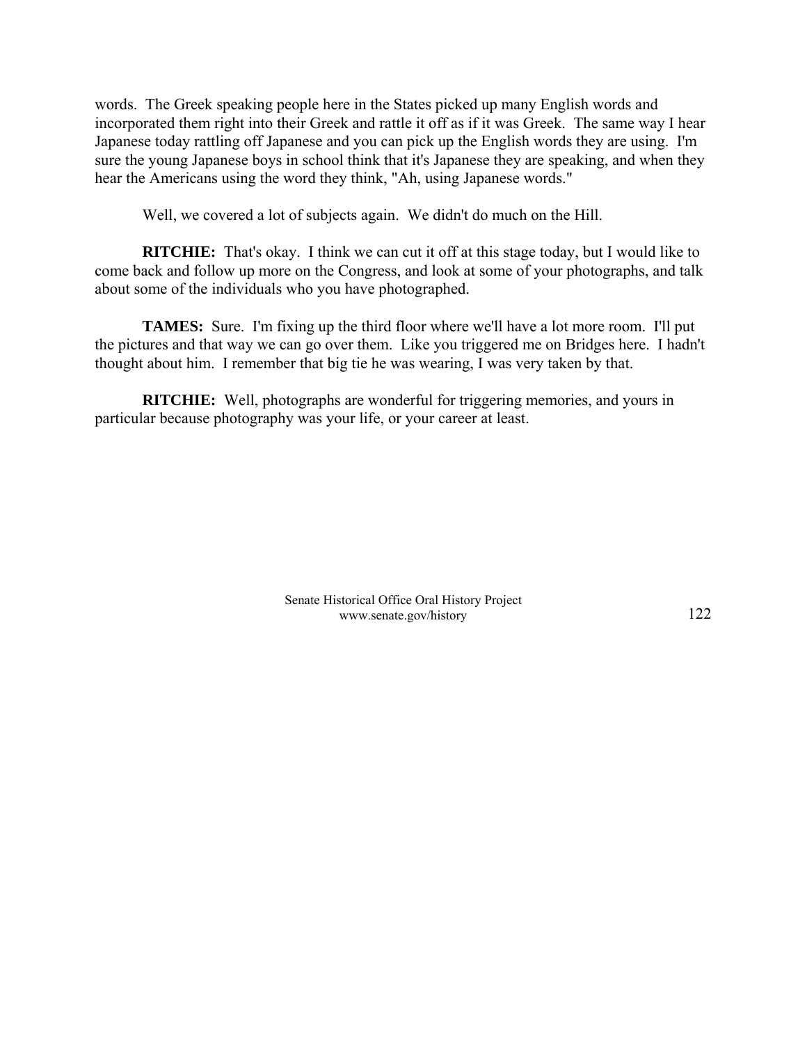words. The Greek speaking people here in the States picked up many English words and incorporated them right into their Greek and rattle it off as if it was Greek. The same way I hear Japanese today rattling off Japanese and you can pick up the English words they are using. I'm sure the young Japanese boys in school think that it's Japanese they are speaking, and when they hear the Americans using the word they think, "Ah, using Japanese words."

Well, we covered a lot of subjects again. We didn't do much on the Hill.

**RITCHIE:** That's okay. I think we can cut it off at this stage today, but I would like to come back and follow up more on the Congress, and look at some of your photographs, and talk about some of the individuals who you have photographed.

**TAMES:** Sure. I'm fixing up the third floor where we'll have a lot more room. I'll put the pictures and that way we can go over them. Like you triggered me on Bridges here. I hadn't thought about him. I remember that big tie he was wearing, I was very taken by that.

**RITCHIE:** Well, photographs are wonderful for triggering memories, and yours in particular because photography was your life, or your career at least.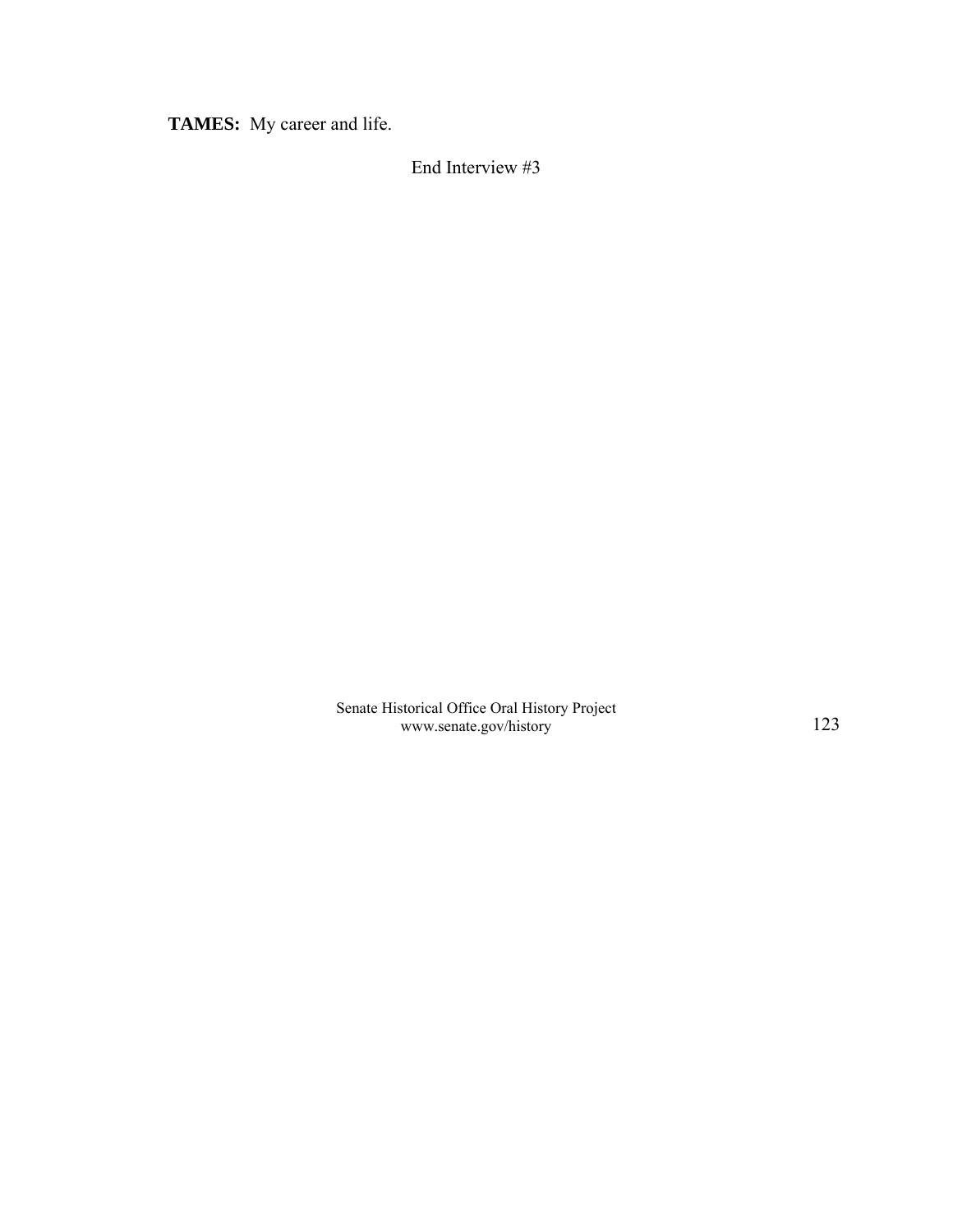**TAMES:** My career and life.

End Interview #3